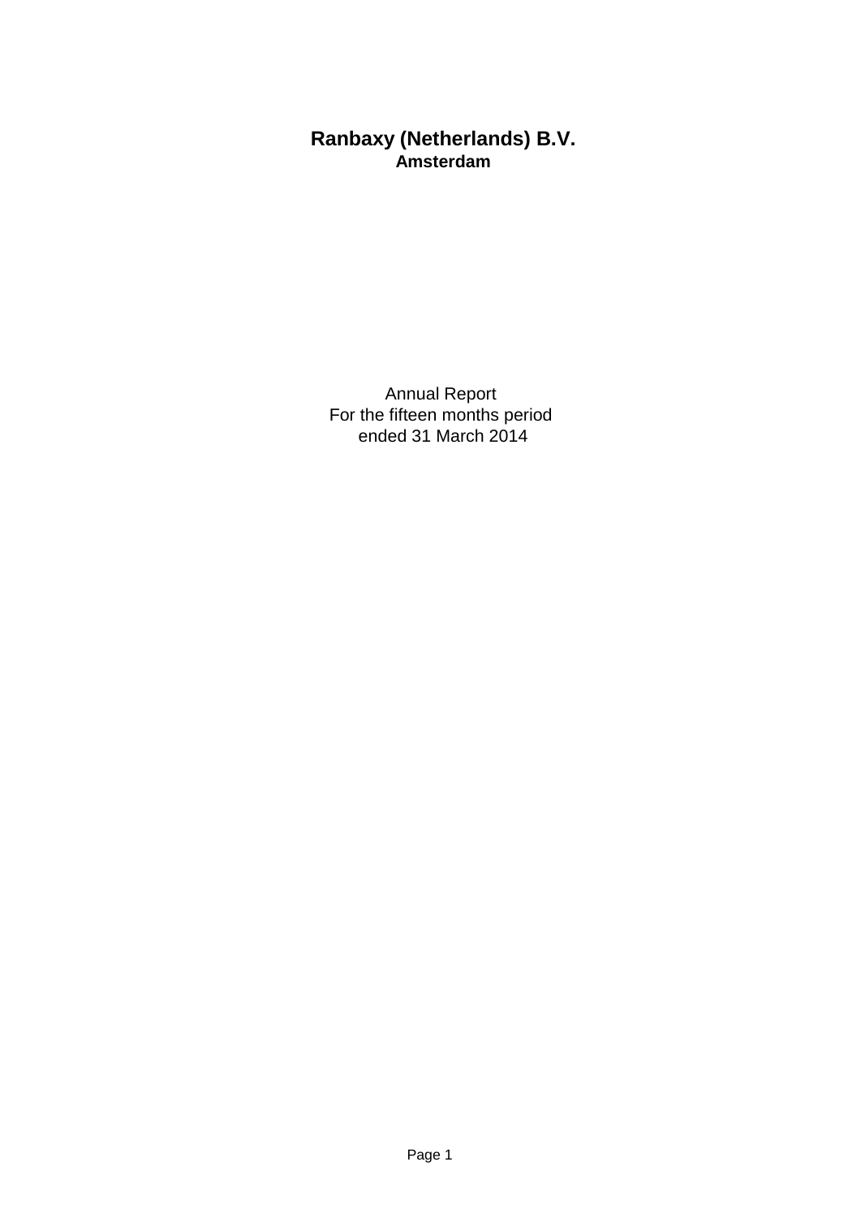# Ranbaxy (Netherlands) B.V.

**Amsterdam**

Annual Report
For the fifteen months period
ended 31 March 2014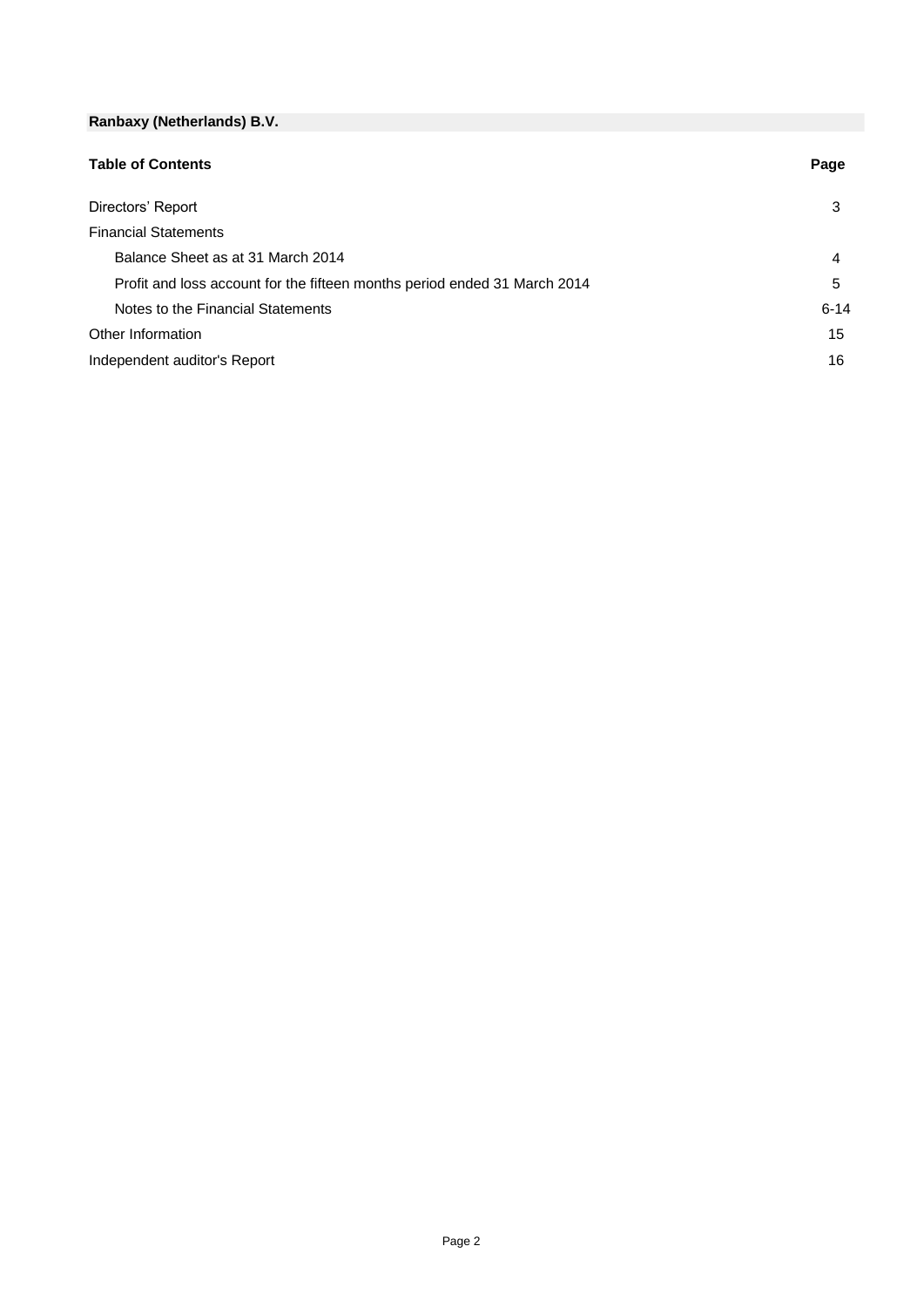**Ranbaxy (Netherlands) B.V.**

| Table of Contents | Page |
| --- | --- |
| Directors' Report | 3 |
| Financial Statements | |
| Balance Sheet as at 31 March 2014 | 4 |
| Profit and loss account for the fifteen months period ended 31 March 2014 | 5 |
| Notes to the Financial Statements | 6-14 |
| Other Information | 15 |
| Independent auditor's Report | 16 |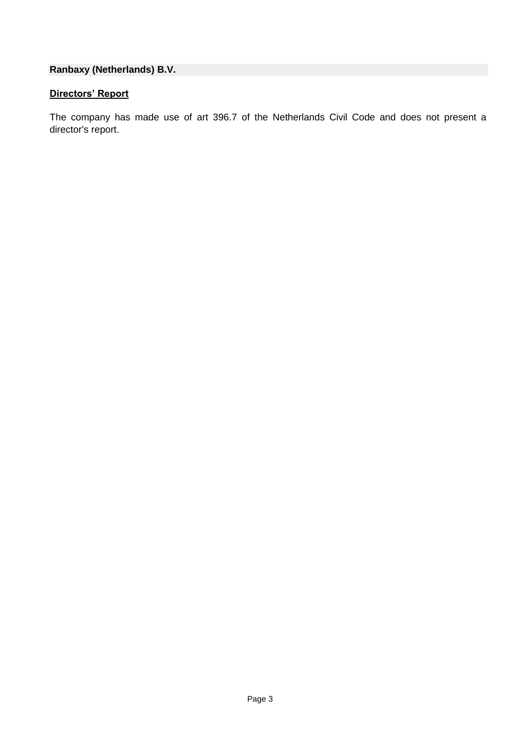**Ranbaxy (Netherlands) B.V.**

## Directors' Report

The company has made use of art 396.7 of the Netherlands Civil Code and does not present a director's report.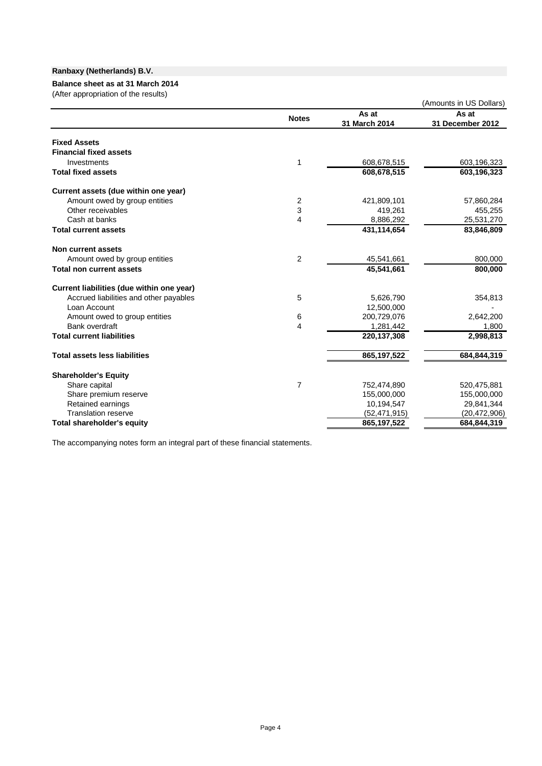**Ranbaxy (Netherlands) B.V.**

**Balance sheet as at 31 March 2014**

(After appropriation of the results)

(Amounts in US Dollars)

| | Notes | As at 31 March 2014 | As at 31 December 2012 |
|---|---|---|---|
| **Fixed Assets** | | | |
| **Financial fixed assets** | | | |
| Investments | 1 | 608,678,515 | 603,196,323 |
| **Total fixed assets** | | **608,678,515** | **603,196,323** |
| **Current assets (due within one year)** | | | |
| Amount owed by group entities | 2 | 421,809,101 | 57,860,284 |
| Other receivables | 3 | 419,261 | 455,255 |
| Cash at banks | 4 | 8,886,292 | 25,531,270 |
| **Total current assets** | | **431,114,654** | **83,846,809** |
| **Non current assets** | | | |
| Amount owed by group entities | 2 | 45,541,661 | 800,000 |
| **Total non current assets** | | **45,541,661** | **800,000** |
| **Current liabilities (due within one year)** | | | |
| Accrued liabilities and other payables | 5 | 5,626,790 | 354,813 |
| Loan Account | | 12,500,000 | - |
| Amount owed to group entities | 6 | 200,729,076 | 2,642,200 |
| Bank overdraft | 4 | 1,281,442 | 1,800 |
| **Total current liabilities** | | **220,137,308** | **2,998,813** |
| **Total assets less liabilities** | | **865,197,522** | **684,844,319** |
| **Shareholder's Equity** | | | |
| Share capital | 7 | 752,474,890 | 520,475,881 |
| Share premium reserve | | 155,000,000 | 155,000,000 |
| Retained earnings | | 10,194,547 | 29,841,344 |
| Translation reserve | | (52,471,915) | (20,472,906) |
| **Total shareholder's equity** | | **865,197,522** | **684,844,319** |

The accompanying notes form an integral part of these financial statements.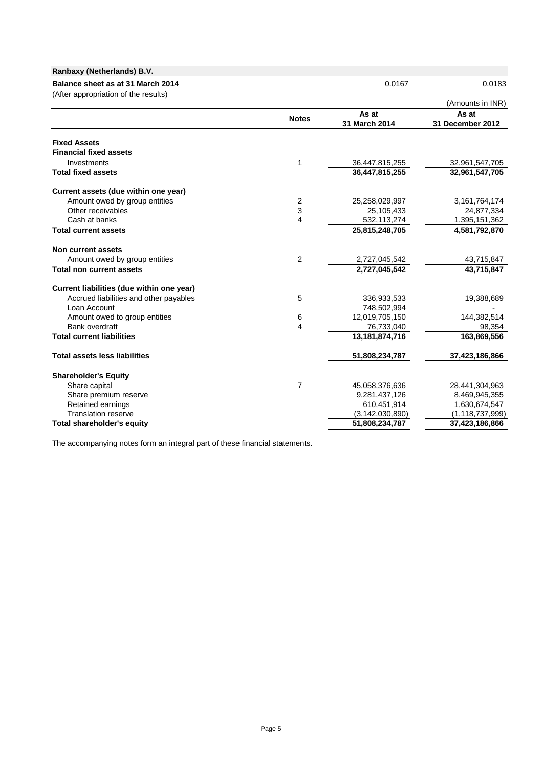**Ranbaxy (Netherlands) B.V.**

**Balance sheet as at 31 March 2014**

(After appropriation of the results)

| | | 0.0167 | 0.0183 |
|---|---|---|---|
| | | | (Amounts in INR) |
| | **Notes** | **As at 31 March 2014** | **As at 31 December 2012** |
| **Fixed Assets** | | | |
| **Financial fixed assets** | | | |
| Investments | 1 | 36,447,815,255 | 32,961,547,705 |
| **Total fixed assets** | | **36,447,815,255** | **32,961,547,705** |
| **Current assets (due within one year)** | | | |
| Amount owed by group entities | 2 | 25,258,029,997 | 3,161,764,174 |
| Other receivables | 3 | 25,105,433 | 24,877,334 |
| Cash at banks | 4 | 532,113,274 | 1,395,151,362 |
| **Total current assets** | | **25,815,248,705** | **4,581,792,870** |
| **Non current assets** | | | |
| Amount owed by group entities | 2 | 2,727,045,542 | 43,715,847 |
| **Total non current assets** | | **2,727,045,542** | **43,715,847** |
| **Current liabilities (due within one year)** | | | |
| Accrued liabilities and other payables | 5 | 336,933,533 | 19,388,689 |
| Loan Account | | 748,502,994 | - |
| Amount owed to group entities | 6 | 12,019,705,150 | 144,382,514 |
| Bank overdraft | 4 | 76,733,040 | 98,354 |
| **Total current liabilities** | | **13,181,874,716** | **163,869,556** |
| **Total assets less liabilities** | | **51,808,234,787** | **37,423,186,866** |
| **Shareholder's Equity** | | | |
| Share capital | 7 | 45,058,376,636 | 28,441,304,963 |
| Share premium reserve | | 9,281,437,126 | 8,469,945,355 |
| Retained earnings | | 610,451,914 | 1,630,674,547 |
| Translation reserve | | (3,142,030,890) | (1,118,737,999) |
| **Total shareholder's equity** | | **51,808,234,787** | **37,423,186,866** |

The accompanying notes form an integral part of these financial statements.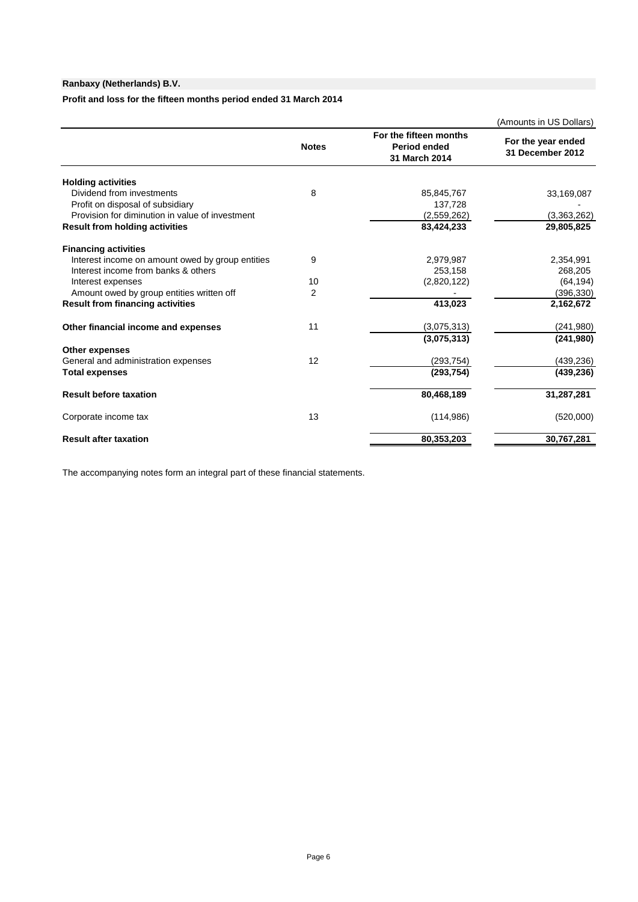**Ranbaxy (Netherlands) B.V.**

**Profit and loss for the fifteen months period ended 31 March 2014**

(Amounts in US Dollars)

| | Notes | For the fifteen months Period ended 31 March 2014 | For the year ended 31 December 2012 |
|---|---|---|---|
| **Holding activities** | | | |
| Dividend from investments | 8 | 85,845,767 | 33,169,087 |
| Profit on disposal of subsidiary | | 137,728 | - |
| Provision for diminution in value of investment | | (2,559,262) | (3,363,262) |
| **Result from holding activities** | | **83,424,233** | **29,805,825** |
| **Financing activities** | | | |
| Interest income on amount owed by group entities | 9 | 2,979,987 | 2,354,991 |
| Interest income from banks & others | | 253,158 | 268,205 |
| Interest expenses | 10 | (2,820,122) | (64,194) |
| Amount owed by group entities written off | 2 | - | (396,330) |
| **Result from financing activities** | | **413,023** | **2,162,672** |
| **Other financial income and expenses** | 11 | (3,075,313) | (241,980) |
| | | **(3,075,313)** | **(241,980)** |
| **Other expenses** | | | |
| General and administration expenses | 12 | (293,754) | (439,236) |
| **Total expenses** | | **(293,754)** | **(439,236)** |
| **Result before taxation** | | **80,468,189** | **31,287,281** |
| Corporate income tax | 13 | (114,986) | (520,000) |
| **Result after taxation** | | **80,353,203** | **30,767,281** |

The accompanying notes form an integral part of these financial statements.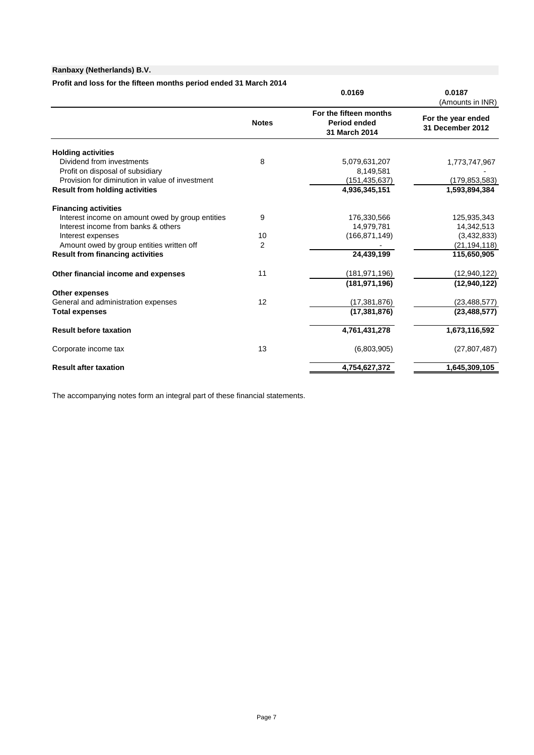**Ranbaxy (Netherlands) B.V.**

**Profit and loss for the fifteen months period ended 31 March 2014**

| | | 0.0169 | 0.0187 |
|---|---|---|---|
| | | | (Amounts in INR) |
| | **Notes** | **For the fifteen months Period ended 31 March 2014** | **For the year ended 31 December 2012** |
| **Holding activities** | | | |
| Dividend from investments | 8 | 5,079,631,207 | 1,773,747,967 |
| Profit on disposal of subsidiary | | 8,149,581 | - |
| Provision for diminution in value of investment | | (151,435,637) | (179,853,583) |
| **Result from holding activities** | | **4,936,345,151** | **1,593,894,384** |
| **Financing activities** | | | |
| Interest income on amount owed by group entities | 9 | 176,330,566 | 125,935,343 |
| Interest income from banks & others | | 14,979,781 | 14,342,513 |
| Interest expenses | 10 | (166,871,149) | (3,432,833) |
| Amount owed by group entities written off | 2 | - | (21,194,118) |
| **Result from financing activities** | | **24,439,199** | **115,650,905** |
| **Other financial income and expenses** | 11 | (181,971,196) | (12,940,122) |
| | | **(181,971,196)** | **(12,940,122)** |
| **Other expenses** | | | |
| General and administration expenses | 12 | (17,381,876) | (23,488,577) |
| **Total expenses** | | **(17,381,876)** | **(23,488,577)** |
| **Result before taxation** | | **4,761,431,278** | **1,673,116,592** |
| Corporate income tax | 13 | (6,803,905) | (27,807,487) |
| **Result after taxation** | | **4,754,627,372** | **1,645,309,105** |

The accompanying notes form an integral part of these financial statements.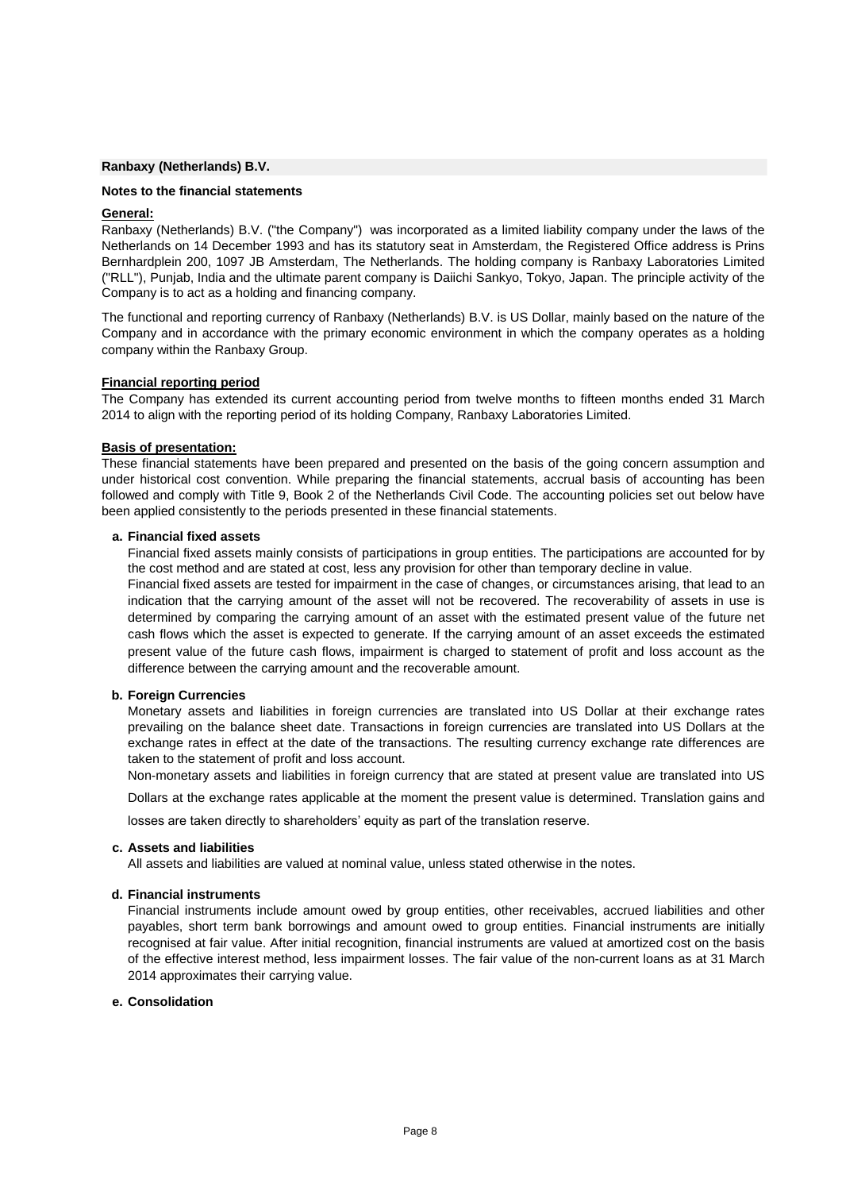**Ranbaxy (Netherlands) B.V.**

**Notes to the financial statements**

**General:**

Ranbaxy (Netherlands) B.V. ("the Company") was incorporated as a limited liability company under the laws of the Netherlands on 14 December 1993 and has its statutory seat in Amsterdam, the Registered Office address is Prins Bernhardplein 200, 1097 JB Amsterdam, The Netherlands. The holding company is Ranbaxy Laboratories Limited ("RLL"), Punjab, India and the ultimate parent company is Daiichi Sankyo, Tokyo, Japan. The principle activity of the Company is to act as a holding and financing company.

The functional and reporting currency of Ranbaxy (Netherlands) B.V. is US Dollar, mainly based on the nature of the Company and in accordance with the primary economic environment in which the company operates as a holding company within the Ranbaxy Group.

**Financial reporting period**

The Company has extended its current accounting period from twelve months to fifteen months ended 31 March 2014 to align with the reporting period of its holding Company, Ranbaxy Laboratories Limited.

**Basis of presentation:**

These financial statements have been prepared and presented on the basis of the going concern assumption and under historical cost convention. While preparing the financial statements, accrual basis of accounting has been followed and comply with Title 9, Book 2 of the Netherlands Civil Code. The accounting policies set out below have been applied consistently to the periods presented in these financial statements.

**a. Financial fixed assets**

Financial fixed assets mainly consists of participations in group entities. The participations are accounted for by the cost method and are stated at cost, less any provision for other than temporary decline in value.

Financial fixed assets are tested for impairment in the case of changes, or circumstances arising, that lead to an indication that the carrying amount of the asset will not be recovered. The recoverability of assets in use is determined by comparing the carrying amount of an asset with the estimated present value of the future net cash flows which the asset is expected to generate. If the carrying amount of an asset exceeds the estimated present value of the future cash flows, impairment is charged to statement of profit and loss account as the difference between the carrying amount and the recoverable amount.

**b. Foreign Currencies**

Monetary assets and liabilities in foreign currencies are translated into US Dollar at their exchange rates prevailing on the balance sheet date. Transactions in foreign currencies are translated into US Dollars at the exchange rates in effect at the date of the transactions. The resulting currency exchange rate differences are taken to the statement of profit and loss account.

Non-monetary assets and liabilities in foreign currency that are stated at present value are translated into US Dollars at the exchange rates applicable at the moment the present value is determined. Translation gains and losses are taken directly to shareholders' equity as part of the translation reserve.

**c. Assets and liabilities**

All assets and liabilities are valued at nominal value, unless stated otherwise in the notes.

**d. Financial instruments**

Financial instruments include amount owed by group entities, other receivables, accrued liabilities and other payables, short term bank borrowings and amount owed to group entities. Financial instruments are initially recognised at fair value. After initial recognition, financial instruments are valued at amortized cost on the basis of the effective interest method, less impairment losses. The fair value of the non-current loans as at 31 March 2014 approximates their carrying value.

**e. Consolidation**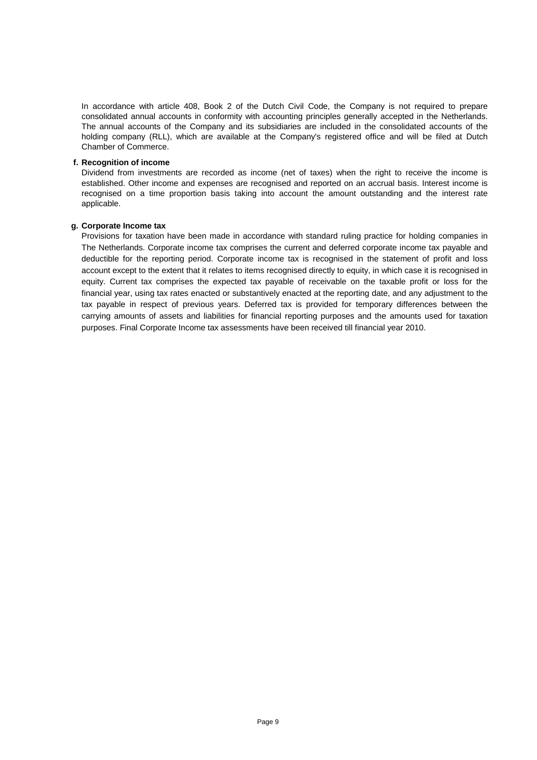In accordance with article 408, Book 2 of the Dutch Civil Code, the Company is not required to prepare consolidated annual accounts in conformity with accounting principles generally accepted in the Netherlands. The annual accounts of the Company and its subsidiaries are included in the consolidated accounts of the holding company (RLL), which are available at the Company's registered office and will be filed at Dutch Chamber of Commerce.

**f. Recognition of income**

Dividend from investments are recorded as income (net of taxes) when the right to receive the income is established. Other income and expenses are recognised and reported on an accrual basis. Interest income is recognised on a time proportion basis taking into account the amount outstanding and the interest rate applicable.

**g. Corporate Income tax**

Provisions for taxation have been made in accordance with standard ruling practice for holding companies in The Netherlands. Corporate income tax comprises the current and deferred corporate income tax payable and deductible for the reporting period. Corporate income tax is recognised in the statement of profit and loss account except to the extent that it relates to items recognised directly to equity, in which case it is recognised in equity. Current tax comprises the expected tax payable of receivable on the taxable profit or loss for the financial year, using tax rates enacted or substantively enacted at the reporting date, and any adjustment to the tax payable in respect of previous years. Deferred tax is provided for temporary differences between the carrying amounts of assets and liabilities for financial reporting purposes and the amounts used for taxation purposes. Final Corporate Income tax assessments have been received till financial year 2010.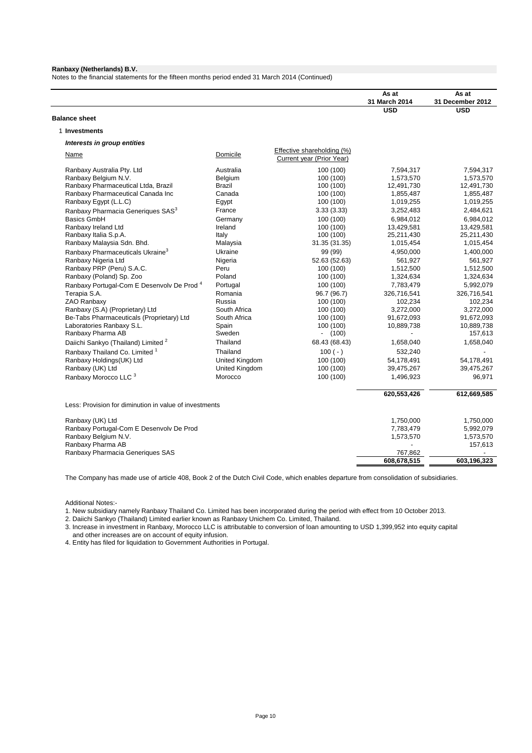**Ranbaxy (Netherlands) B.V.**

Notes to the financial statements for the fifteen months period ended 31 March 2014 (Continued)

## Balance sheet

### 1 Investments

***Interests in group entities***

| Name | Domicile | Effective shareholding (%) Current year (Prior Year) | As at 31 March 2014 USD | As at 31 December 2012 USD |
|---|---|---|---|---|
| Ranbaxy Australia Pty. Ltd | Australia | 100 (100) | 7,594,317 | 7,594,317 |
| Ranbaxy Belgium N.V. | Belgium | 100 (100) | 1,573,570 | 1,573,570 |
| Ranbaxy Pharmaceutical Ltda, Brazil | Brazil | 100 (100) | 12,491,730 | 12,491,730 |
| Ranbaxy Pharmaceutical Canada Inc | Canada | 100 (100) | 1,855,487 | 1,855,487 |
| Ranbaxy Egypt (L.L.C) | Egypt | 100 (100) | 1,019,255 | 1,019,255 |
| Ranbaxy Pharmacia Generiques SAS[3] | France | 3.33 (3.33) | 3,252,483 | 2,484,621 |
| Basics GmbH | Germany | 100 (100) | 6,984,012 | 6,984,012 |
| Ranbaxy Ireland Ltd | Ireland | 100 (100) | 13,429,581 | 13,429,581 |
| Ranbaxy Italia S.p.A. | Italy | 100 (100) | 25,211,430 | 25,211,430 |
| Ranbaxy Malaysia Sdn. Bhd. | Malaysia | 31.35 (31.35) | 1,015,454 | 1,015,454 |
| Ranbaxy Pharmaceuticals Ukraine[3] | Ukraine | 99 (99) | 4,950,000 | 1,400,000 |
| Ranbaxy Nigeria Ltd | Nigeria | 52.63 (52.63) | 561,927 | 561,927 |
| Ranbaxy PRP (Peru) S.A.C. | Peru | 100 (100) | 1,512,500 | 1,512,500 |
| Ranbaxy (Poland) Sp. Zoo | Poland | 100 (100) | 1,324,634 | 1,324,634 |
| Ranbaxy Portugal-Com E Desenvolv De Prod[4] | Portugal | 100 (100) | 7,783,479 | 5,992,079 |
| Terapia S.A. | Romania | 96.7 (96.7) | 326,716,541 | 326,716,541 |
| ZAO Ranbaxy | Russia | 100 (100) | 102,234 | 102,234 |
| Ranbaxy (S.A) (Proprietary) Ltd | South Africa | 100 (100) | 3,272,000 | 3,272,000 |
| Be-Tabs Pharmaceuticals (Proprietary) Ltd | South Africa | 100 (100) | 91,672,093 | 91,672,093 |
| Laboratories Ranbaxy S.L. | Spain | 100 (100) | 10,889,738 | 10,889,738 |
| Ranbaxy Pharma AB | Sweden | - (100) | - | 157,613 |
| Daiichi Sankyo (Thailand) Limited[2] | Thailand | 68.43 (68.43) | 1,658,040 | 1,658,040 |
| Ranbaxy Thailand Co. Limited[1] | Thailand | 100 ( - ) | 532,240 | - |
| Ranbaxy Holdings(UK) Ltd | United Kingdom | 100 (100) | 54,178,491 | 54,178,491 |
| Ranbaxy (UK) Ltd | United Kingdom | 100 (100) | 39,475,267 | 39,475,267 |
| Ranbaxy Morocco LLC[3] | Morocco | 100 (100) | 1,496,923 | 96,971 |
| | | | **620,553,426** | **612,669,585** |
| Less: Provision for diminution in value of investments | | | | |
| Ranbaxy (UK) Ltd | | | 1,750,000 | 1,750,000 |
| Ranbaxy Portugal-Com E Desenvolv De Prod | | | 7,783,479 | 5,992,079 |
| Ranbaxy Belgium N.V. | | | 1,573,570 | 1,573,570 |
| Ranbaxy Pharma AB | | | - | 157,613 |
| Ranbaxy Pharmacia Generiques SAS | | | 767,862 | - |
| | | | **608,678,515** | **603,196,323** |

The Company has made use of article 408, Book 2 of the Dutch Civil Code, which enables departure from consolidation of subsidiaries.

Additional Notes:-

1. New subsidiary namely Ranbaxy Thailand Co. Limited has been incorporated during the period with effect from 10 October 2013.
2. Daiichi Sankyo (Thailand) Limited earlier known as Ranbaxy Unichem Co. Limited, Thailand.
3. Increase in investment in Ranbaxy, Morocco LLC is attributable to conversion of loan amounting to USD 1,399,952 into equity capital and other increases are on account of equity infusion.
4. Entity has filed for liquidation to Government Authorities in Portugal.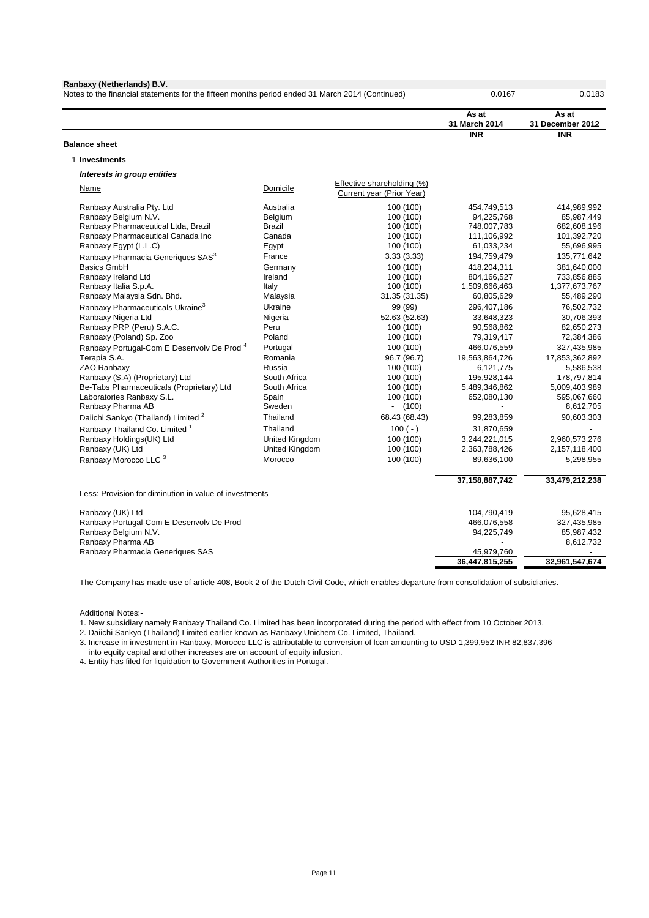**Ranbaxy (Netherlands) B.V.**

Notes to the financial statements for the fifteen months period ended 31 March 2014 (Continued) 0.0167 0.0183

## Balance sheet

### 1 Investments

***Interests in group entities***

| Name | Domicile | Effective shareholding (%) Current year (Prior Year) | As at 31 March 2014 INR | As at 31 December 2012 INR |
|---|---|---|---|---|
| Ranbaxy Australia Pty. Ltd | Australia | 100 (100) | 454,749,513 | 414,989,992 |
| Ranbaxy Belgium N.V. | Belgium | 100 (100) | 94,225,768 | 85,987,449 |
| Ranbaxy Pharmaceutical Ltda, Brazil | Brazil | 100 (100) | 748,007,783 | 682,608,196 |
| Ranbaxy Pharmaceutical Canada Inc | Canada | 100 (100) | 111,106,992 | 101,392,720 |
| Ranbaxy Egypt (L.L.C) | Egypt | 100 (100) | 61,033,234 | 55,696,995 |
| Ranbaxy Pharmacia Generiques SAS[3] | France | 3.33 (3.33) | 194,759,479 | 135,771,642 |
| Basics GmbH | Germany | 100 (100) | 418,204,311 | 381,640,000 |
| Ranbaxy Ireland Ltd | Ireland | 100 (100) | 804,166,527 | 733,856,885 |
| Ranbaxy Italia S.p.A. | Italy | 100 (100) | 1,509,666,463 | 1,377,673,767 |
| Ranbaxy Malaysia Sdn. Bhd. | Malaysia | 31.35 (31.35) | 60,805,629 | 55,489,290 |
| Ranbaxy Pharmaceuticals Ukraine[3] | Ukraine | 99 (99) | 296,407,186 | 76,502,732 |
| Ranbaxy Nigeria Ltd | Nigeria | 52.63 (52.63) | 33,648,323 | 30,706,393 |
| Ranbaxy PRP (Peru) S.A.C. | Peru | 100 (100) | 90,568,862 | 82,650,273 |
| Ranbaxy (Poland) Sp. Zoo | Poland | 100 (100) | 79,319,417 | 72,384,386 |
| Ranbaxy Portugal-Com E Desenvolv De Prod[4] | Portugal | 100 (100) | 466,076,559 | 327,435,985 |
| Terapia S.A. | Romania | 96.7 (96.7) | 19,563,864,726 | 17,853,362,892 |
| ZAO Ranbaxy | Russia | 100 (100) | 6,121,775 | 5,586,538 |
| Ranbaxy (S.A) (Proprietary) Ltd | South Africa | 100 (100) | 195,928,144 | 178,797,814 |
| Be-Tabs Pharmaceuticals (Proprietary) Ltd | South Africa | 100 (100) | 5,489,346,862 | 5,009,403,989 |
| Laboratories Ranbaxy S.L. | Spain | 100 (100) | 652,080,130 | 595,067,660 |
| Ranbaxy Pharma AB | Sweden | - (100) | - | 8,612,705 |
| Daiichi Sankyo (Thailand) Limited[2] | Thailand | 68.43 (68.43) | 99,283,859 | 90,603,303 |
| Ranbaxy Thailand Co. Limited[1] | Thailand | 100 ( - ) | 31,870,659 | - |
| Ranbaxy Holdings(UK) Ltd | United Kingdom | 100 (100) | 3,244,221,015 | 2,960,573,276 |
| Ranbaxy (UK) Ltd | United Kingdom | 100 (100) | 2,363,788,426 | 2,157,118,400 |
| Ranbaxy Morocco LLC[3] | Morocco | 100 (100) | 89,636,100 | 5,298,955 |
| | | | **37,158,887,742** | **33,479,212,238** |
| Less: Provision for diminution in value of investments | | | | |
| Ranbaxy (UK) Ltd | | | 104,790,419 | 95,628,415 |
| Ranbaxy Portugal-Com E Desenvolv De Prod | | | 466,076,558 | 327,435,985 |
| Ranbaxy Belgium N.V. | | | 94,225,749 | 85,987,432 |
| Ranbaxy Pharma AB | | | - | 8,612,732 |
| Ranbaxy Pharmacia Generiques SAS | | | 45,979,760 | - |
| | | | **36,447,815,255** | **32,961,547,674** |

The Company has made use of article 408, Book 2 of the Dutch Civil Code, which enables departure from consolidation of subsidiaries.

Additional Notes:-

1. New subsidiary namely Ranbaxy Thailand Co. Limited has been incorporated during the period with effect from 10 October 2013.
2. Daiichi Sankyo (Thailand) Limited earlier known as Ranbaxy Unichem Co. Limited, Thailand.
3. Increase in investment in Ranbaxy, Morocco LLC is attributable to conversion of loan amounting to USD 1,399,952 INR 82,837,396 into equity capital and other increases are on account of equity infusion.
4. Entity has filed for liquidation to Government Authorities in Portugal.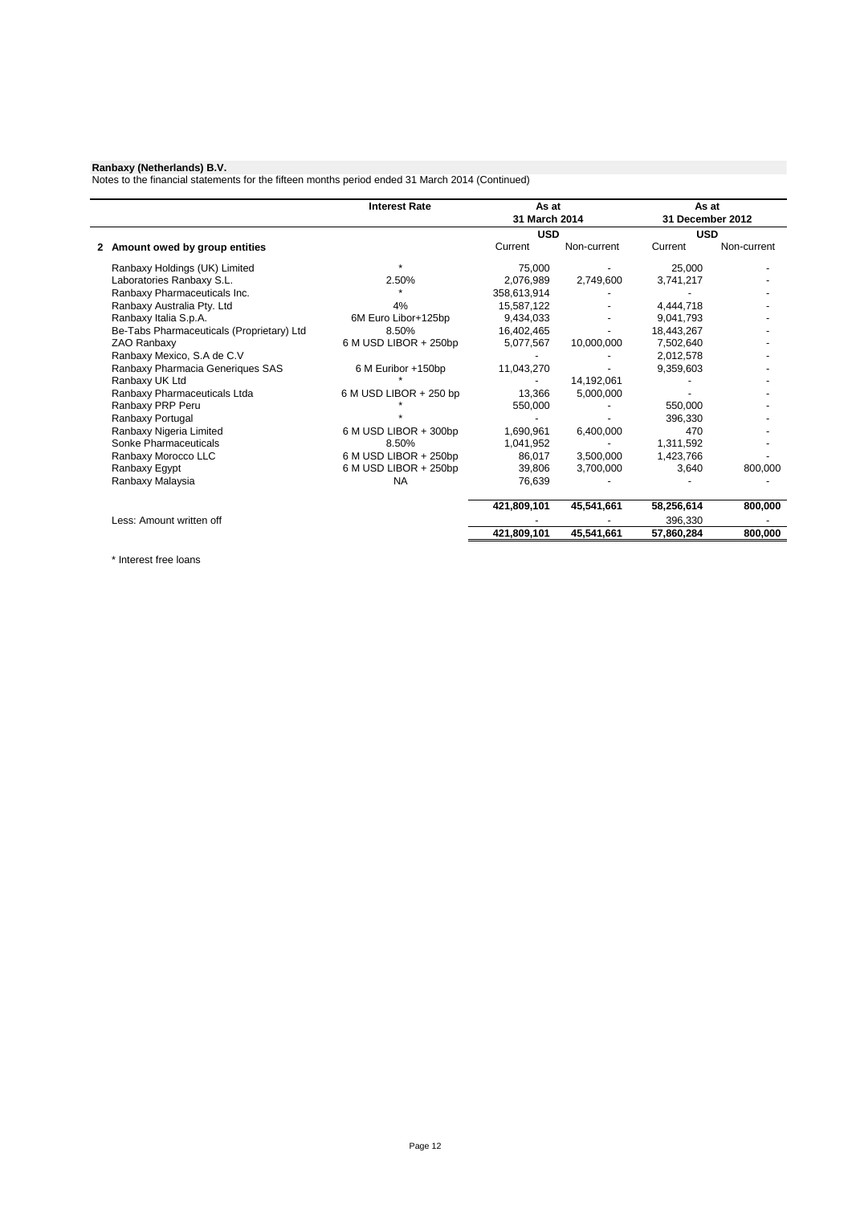**Ranbaxy (Netherlands) B.V.**
Notes to the financial statements for the fifteen months period ended 31 March 2014 (Continued)

| | Interest Rate | As at 31 March 2014 | | As at 31 December 2012 | |
|---|---|---|---|---|---|
| | | USD | | USD | |
| **2 Amount owed by group entities** | | Current | Non-current | Current | Non-current |
| Ranbaxy Holdings (UK) Limited | * | 75,000 | - | 25,000 | - |
| Laboratories Ranbaxy S.L. | 2.50% | 2,076,989 | 2,749,600 | 3,741,217 | - |
| Ranbaxy Pharmaceuticals Inc. | * | 358,613,914 | - | - | - |
| Ranbaxy Australia Pty. Ltd | 4% | 15,587,122 | - | 4,444,718 | - |
| Ranbaxy Italia S.p.A. | 6M Euro Libor+125bp | 9,434,033 | - | 9,041,793 | - |
| Be-Tabs Pharmaceuticals (Proprietary) Ltd | 8.50% | 16,402,465 | - | 18,443,267 | - |
| ZAO Ranbaxy | 6 M USD LIBOR + 250bp | 5,077,567 | 10,000,000 | 7,502,640 | - |
| Ranbaxy Mexico, S.A de C.V | | - | - | 2,012,578 | - |
| Ranbaxy Pharmacia Generiques SAS | 6 M Euribor +150bp | 11,043,270 | - | 9,359,603 | - |
| Ranbaxy UK Ltd | * | - | 14,192,061 | - | - |
| Ranbaxy Pharmaceuticals Ltda | 6 M USD LIBOR + 250 bp | 13,366 | 5,000,000 | - | - |
| Ranbaxy PRP Peru | * | 550,000 | - | 550,000 | - |
| Ranbaxy Portugal | * | - | - | 396,330 | - |
| Ranbaxy Nigeria Limited | 6 M USD LIBOR + 300bp | 1,690,961 | 6,400,000 | 470 | - |
| Sonke Pharmaceuticals | 8.50% | 1,041,952 | - | 1,311,592 | - |
| Ranbaxy Morocco LLC | 6 M USD LIBOR + 250bp | 86,017 | 3,500,000 | 1,423,766 | - |
| Ranbaxy Egypt | 6 M USD LIBOR + 250bp | 39,806 | 3,700,000 | 3,640 | 800,000 |
| Ranbaxy Malaysia | NA | 76,639 | - | - | - |
| | | **421,809,101** | **45,541,661** | **58,256,614** | **800,000** |
| Less: Amount written off | | - | - | 396,330 | - |
| | | **421,809,101** | **45,541,661** | **57,860,284** | **800,000** |

\* Interest free loans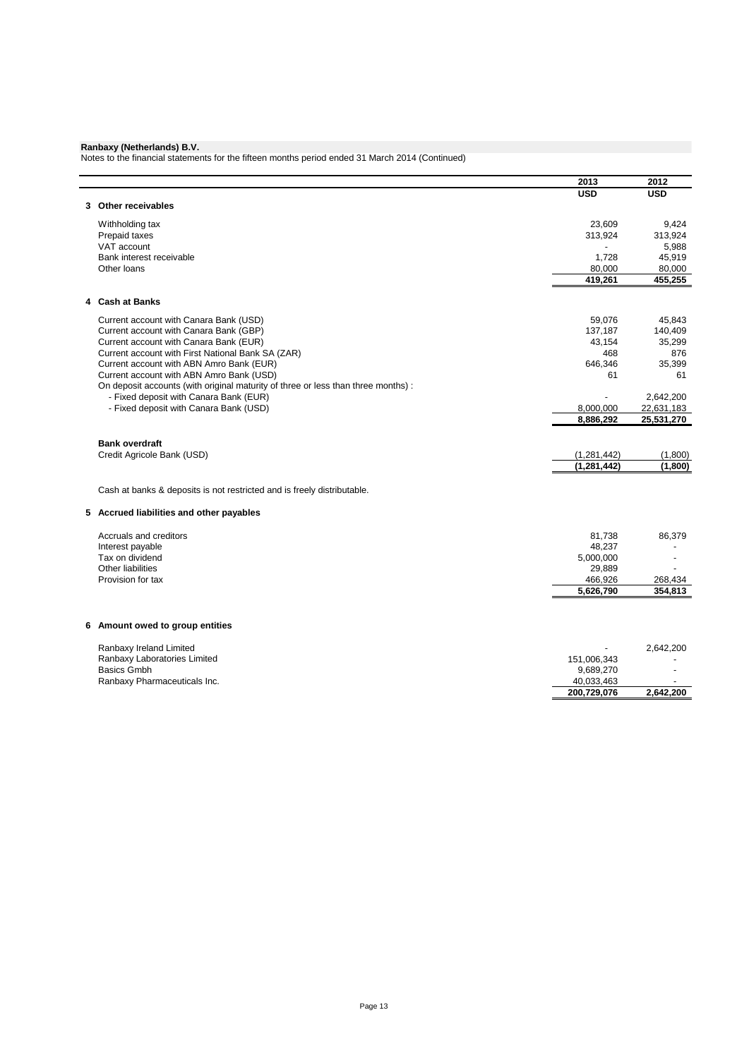**Ranbaxy (Netherlands) B.V.**

Notes to the financial statements for the fifteen months period ended 31 March 2014 (Continued)

| | 2013 | 2012 |
|---|---|---|
| | **USD** | **USD** |
| **3 Other receivables** | | |
| Withholding tax | 23,609 | 9,424 |
| Prepaid taxes | 313,924 | 313,924 |
| VAT account | - | 5,988 |
| Bank interest receivable | 1,728 | 45,919 |
| Other loans | 80,000 | 80,000 |
| | **419,261** | **455,255** |
| **4 Cash at Banks** | | |
| Current account with Canara Bank (USD) | 59,076 | 45,843 |
| Current account with Canara Bank (GBP) | 137,187 | 140,409 |
| Current account with Canara Bank (EUR) | 43,154 | 35,299 |
| Current account with First National Bank SA (ZAR) | 468 | 876 |
| Current account with ABN Amro Bank (EUR) | 646,346 | 35,399 |
| Current account with ABN Amro Bank (USD) | 61 | 61 |
| On deposit accounts (with original maturity of three or less than three months) : | | |
| - Fixed deposit with Canara Bank (EUR) | - | 2,642,200 |
| - Fixed deposit with Canara Bank (USD) | 8,000,000 | 22,631,183 |
| | **8,886,292** | **25,531,270** |
| **Bank overdraft** | | |
| Credit Agricole Bank (USD) | (1,281,442) | (1,800) |
| | **(1,281,442)** | **(1,800)** |

Cash at banks & deposits is not restricted and is freely distributable.

| | 2013 | 2012 |
|---|---|---|
| **5 Accrued liabilities and other payables** | | |
| Accruals and creditors | 81,738 | 86,379 |
| Interest payable | 48,237 | - |
| Tax on dividend | 5,000,000 | - |
| Other liabilities | 29,889 | - |
| Provision for tax | 466,926 | 268,434 |
| | **5,626,790** | **354,813** |
| **6 Amount owed to group entities** | | |
| Ranbaxy Ireland Limited | - | 2,642,200 |
| Ranbaxy Laboratories Limited | 151,006,343 | - |
| Basics Gmbh | 9,689,270 | - |
| Ranbaxy Pharmaceuticals Inc. | 40,033,463 | - |
| | **200,729,076** | **2,642,200** |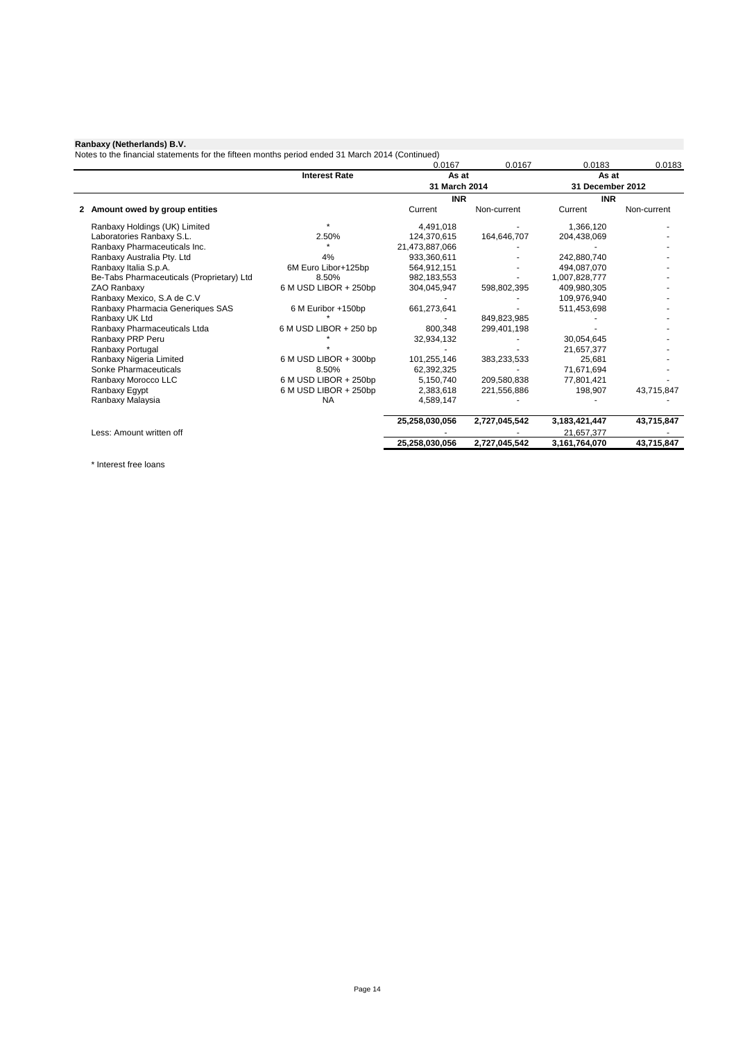**Ranbaxy (Netherlands) B.V.**

Notes to the financial statements for the fifteen months period ended 31 March 2014 (Continued)

| | Interest Rate | 0.0167 | 0.0167 | 0.0183 | 0.0183 |
|---|---|---|---|---|---|
| | | **As at** | | **As at** | |
| | | **31 March 2014** | | **31 December 2012** | |
| | | **INR** | | **INR** | |
| **2 Amount owed by group entities** | | Current | Non-current | Current | Non-current |
| Ranbaxy Holdings (UK) Limited | * | 4,491,018 | - | 1,366,120 | - |
| Laboratories Ranbaxy S.L. | 2.50% | 124,370,615 | 164,646,707 | 204,438,069 | - |
| Ranbaxy Pharmaceuticals Inc. | * | 21,473,887,066 | - | - | - |
| Ranbaxy Australia Pty. Ltd | 4% | 933,360,611 | - | 242,880,740 | - |
| Ranbaxy Italia S.p.A. | 6M Euro Libor+125bp | 564,912,151 | - | 494,087,070 | - |
| Be-Tabs Pharmaceuticals (Proprietary) Ltd | 8.50% | 982,183,553 | - | 1,007,828,777 | - |
| ZAO Ranbaxy | 6 M USD LIBOR + 250bp | 304,045,947 | 598,802,395 | 409,980,305 | - |
| Ranbaxy Mexico, S.A de C.V | | - | - | 109,976,940 | - |
| Ranbaxy Pharmacia Generiques SAS | 6 M Euribor +150bp | 661,273,641 | - | 511,453,698 | - |
| Ranbaxy UK Ltd | * | - | 849,823,985 | - | - |
| Ranbaxy Pharmaceuticals Ltda | 6 M USD LIBOR + 250 bp | 800,348 | 299,401,198 | - | - |
| Ranbaxy PRP Peru | * | 32,934,132 | - | 30,054,645 | - |
| Ranbaxy Portugal | * | - | - | 21,657,377 | - |
| Ranbaxy Nigeria Limited | 6 M USD LIBOR + 300bp | 101,255,146 | 383,233,533 | 25,681 | - |
| Sonke Pharmaceuticals | 8.50% | 62,392,325 | - | 71,671,694 | - |
| Ranbaxy Morocco LLC | 6 M USD LIBOR + 250bp | 5,150,740 | 209,580,838 | 77,801,421 | - |
| Ranbaxy Egypt | 6 M USD LIBOR + 250bp | 2,383,618 | 221,556,886 | 198,907 | 43,715,847 |
| Ranbaxy Malaysia | NA | 4,589,147 | - | - | - |
| | | **25,258,030,056** | **2,727,045,542** | **3,183,421,447** | **43,715,847** |
| Less: Amount written off | | - | - | 21,657,377 | - |
| | | **25,258,030,056** | **2,727,045,542** | **3,161,764,070** | **43,715,847** |

* Interest free loans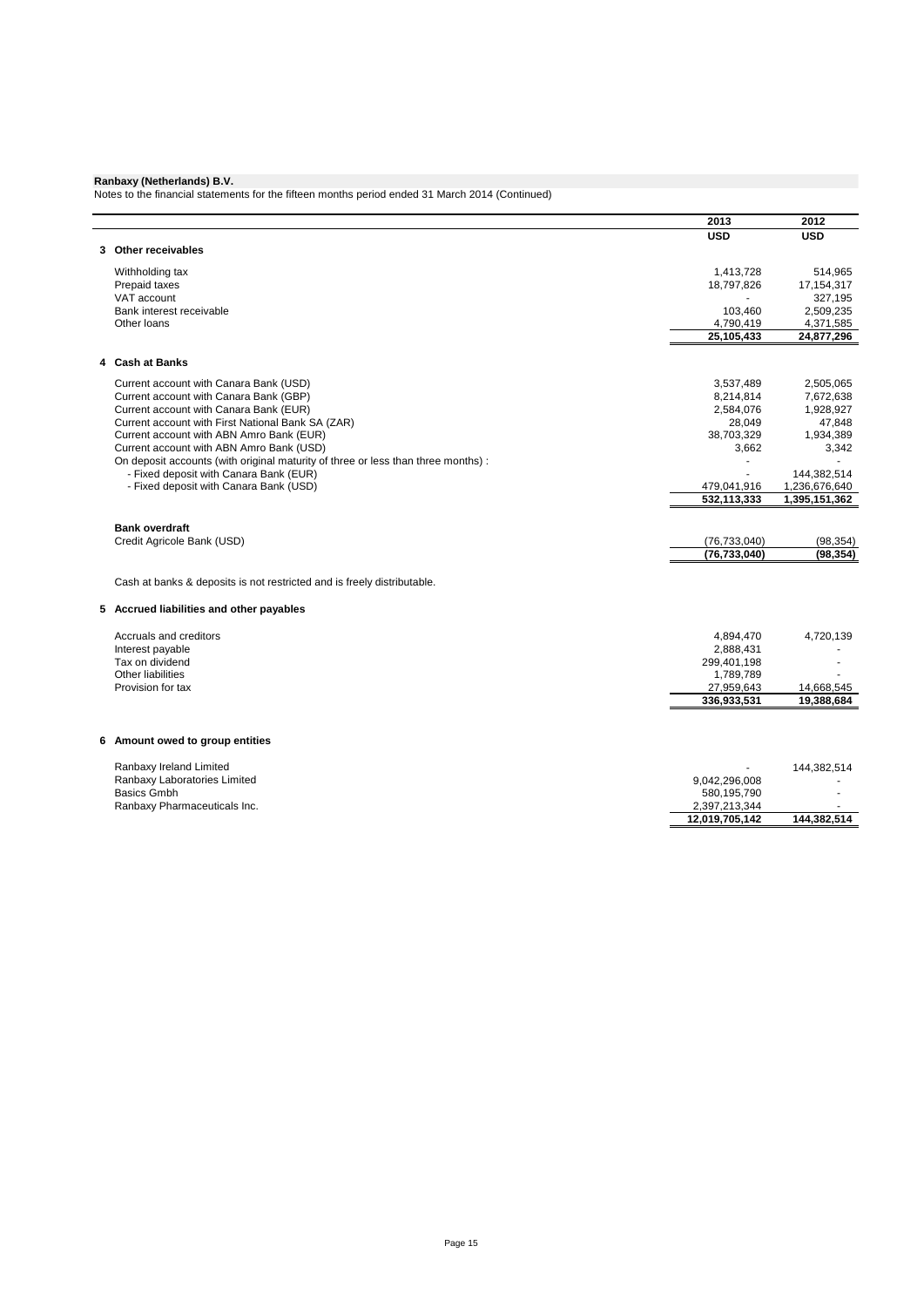**Ranbaxy (Netherlands) B.V.**

Notes to the financial statements for the fifteen months period ended 31 March 2014 (Continued)

| | 2013 | 2012 |
|---|---|---|
| | USD | USD |
| **3 Other receivables** | | |
| Withholding tax | 1,413,728 | 514,965 |
| Prepaid taxes | 18,797,826 | 17,154,317 |
| VAT account | - | 327,195 |
| Bank interest receivable | 103,460 | 2,509,235 |
| Other loans | 4,790,419 | 4,371,585 |
| | **25,105,433** | **24,877,296** |
| **4 Cash at Banks** | | |
| Current account with Canara Bank (USD) | 3,537,489 | 2,505,065 |
| Current account with Canara Bank (GBP) | 8,214,814 | 7,672,638 |
| Current account with Canara Bank (EUR) | 2,584,076 | 1,928,927 |
| Current account with First National Bank SA (ZAR) | 28,049 | 47,848 |
| Current account with ABN Amro Bank (EUR) | 38,703,329 | 1,934,389 |
| Current account with ABN Amro Bank (USD) | 3,662 | 3,342 |
| On deposit accounts (with original maturity of three or less than three months) : | - | - |
| - Fixed deposit with Canara Bank (EUR) | - | 144,382,514 |
| - Fixed deposit with Canara Bank (USD) | 479,041,916 | 1,236,676,640 |
| | **532,113,333** | **1,395,151,362** |
| **Bank overdraft** | | |
| Credit Agricole Bank (USD) | (76,733,040) | (98,354) |
| | **(76,733,040)** | **(98,354)** |

Cash at banks & deposits is not restricted and is freely distributable.

| | 2013 | 2012 |
|---|---|---|
| **5 Accrued liabilities and other payables** | | |
| Accruals and creditors | 4,894,470 | 4,720,139 |
| Interest payable | 2,888,431 | - |
| Tax on dividend | 299,401,198 | - |
| Other liabilities | 1,789,789 | - |
| Provision for tax | 27,959,643 | 14,668,545 |
| | **336,933,531** | **19,388,684** |
| **6 Amount owed to group entities** | | |
| Ranbaxy Ireland Limited | - | 144,382,514 |
| Ranbaxy Laboratories Limited | 9,042,296,008 | - |
| Basics Gmbh | 580,195,790 | - |
| Ranbaxy Pharmaceuticals Inc. | 2,397,213,344 | - |
| | **12,019,705,142** | **144,382,514** |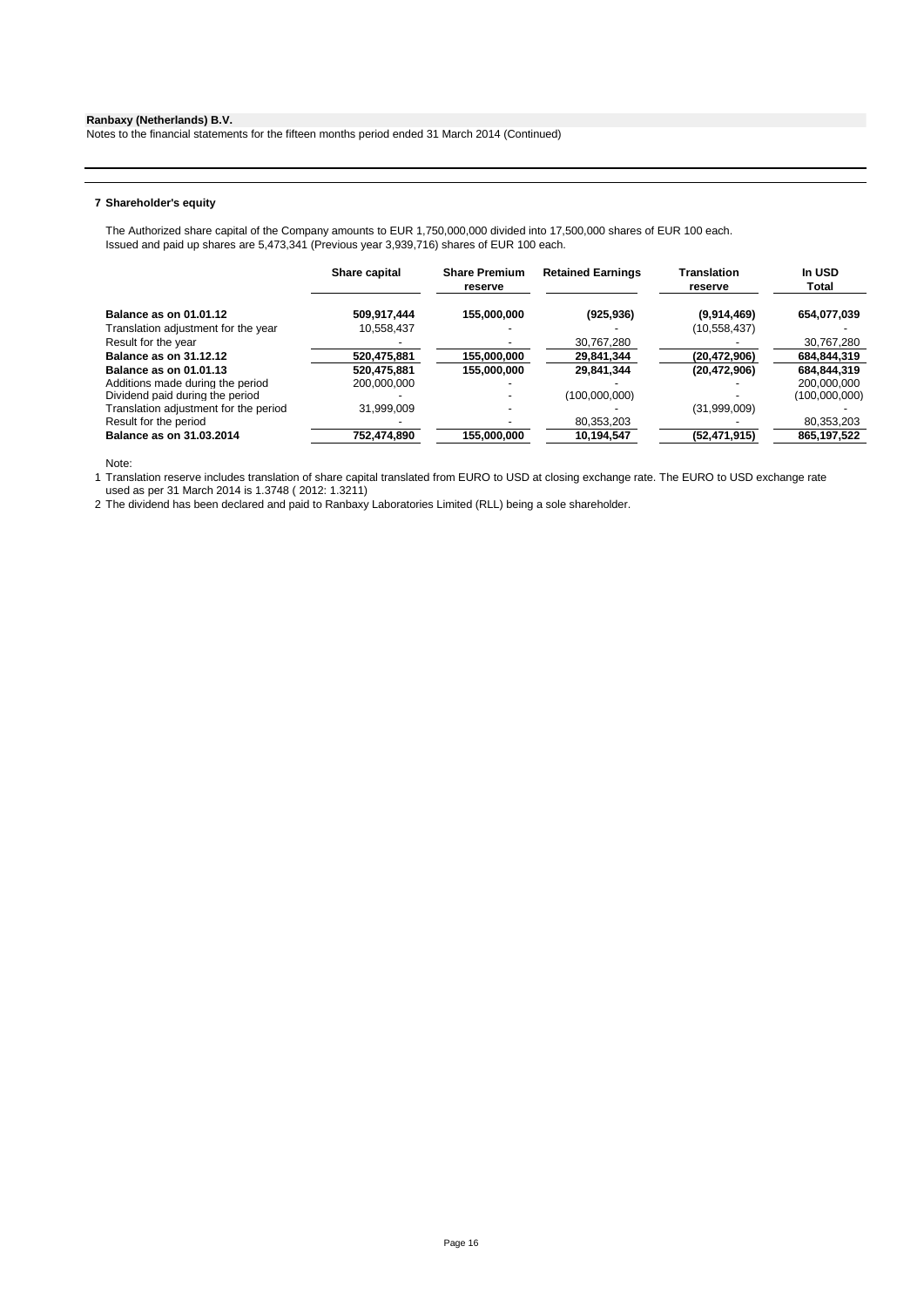**Ranbaxy (Netherlands) B.V.**
Notes to the financial statements for the fifteen months period ended 31 March 2014 (Continued)

## 7 Shareholder's equity

The Authorized share capital of the Company amounts to EUR 1,750,000,000 divided into 17,500,000 shares of EUR 100 each.
Issued and paid up shares are 5,473,341 (Previous year 3,939,716) shares of EUR 100 each.

| | Share capital | Share Premium reserve | Retained Earnings | Translation reserve | In USD Total |
|---|---|---|---|---|---|
| **Balance as on 01.01.12** | **509,917,444** | **155,000,000** | **(925,936)** | **(9,914,469)** | **654,077,039** |
| Translation adjustment for the year | 10,558,437 | - | - | (10,558,437) | - |
| Result for the year | - | - | 30,767,280 | - | 30,767,280 |
| **Balance as on 31.12.12** | **520,475,881** | **155,000,000** | **29,841,344** | **(20,472,906)** | **684,844,319** |
| **Balance as on 01.01.13** | **520,475,881** | **155,000,000** | **29,841,344** | **(20,472,906)** | **684,844,319** |
| Additions made during the period | 200,000,000 | - | - | - | 200,000,000 |
| Dividend paid during the period | - | - | (100,000,000) | - | (100,000,000) |
| Translation adjustment for the period | 31,999,009 | - | - | (31,999,009) | - |
| Result for the period | - | - | 80,353,203 | - | 80,353,203 |
| **Balance as on 31.03.2014** | **752,474,890** | **155,000,000** | **10,194,547** | **(52,471,915)** | **865,197,522** |

Note:

1 Translation reserve includes translation of share capital translated from EURO to USD at closing exchange rate. The EURO to USD exchange rate used as per 31 March 2014 is 1.3748 ( 2012: 1.3211)

2 The dividend has been declared and paid to Ranbaxy Laboratories Limited (RLL) being a sole shareholder.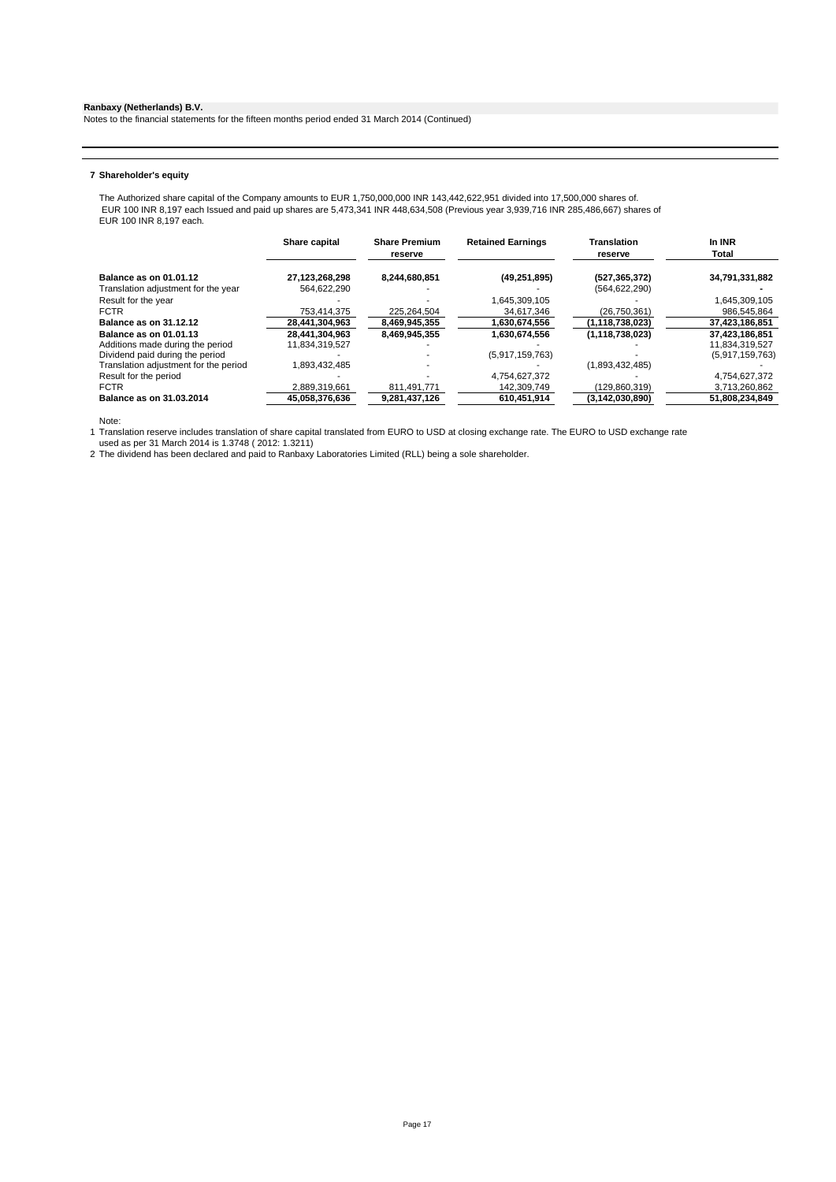**Ranbaxy (Netherlands) B.V.**
Notes to the financial statements for the fifteen months period ended 31 March 2014 (Continued)

**7 Shareholder's equity**

The Authorized share capital of the Company amounts to EUR 1,750,000,000 INR 143,442,622,951 divided into 17,500,000 shares of. EUR 100 INR 8,197 each Issued and paid up shares are 5,473,341 INR 448,634,508 (Previous year 3,939,716 INR 285,486,667) shares of EUR 100 INR 8,197 each.

| | Share capital | Share Premium reserve | Retained Earnings | Translation reserve | In INR Total |
|---|---|---|---|---|---|
| **Balance as on 01.01.12** | **27,123,268,298** | **8,244,680,851** | **(49,251,895)** | **(527,365,372)** | **34,791,331,882** |
| Translation adjustment for the year | 564,622,290 | - | - | (564,622,290) | **-** |
| Result for the year | - | - | 1,645,309,105 | - | 1,645,309,105 |
| FCTR | 753,414,375 | 225,264,504 | 34,617,346 | (26,750,361) | 986,545,864 |
| **Balance as on 31.12.12** | **28,441,304,963** | **8,469,945,355** | **1,630,674,556** | **(1,118,738,023)** | **37,423,186,851** |
| **Balance as on 01.01.13** | **28,441,304,963** | **8,469,945,355** | **1,630,674,556** | **(1,118,738,023)** | **37,423,186,851** |
| Additions made during the period | 11,834,319,527 | - | - | - | 11,834,319,527 |
| Dividend paid during the period | - | - | (5,917,159,763) | - | (5,917,159,763) |
| Translation adjustment for the period | 1,893,432,485 | - | - | (1,893,432,485) | - |
| Result for the period | - | - | 4,754,627,372 | - | 4,754,627,372 |
| FCTR | 2,889,319,661 | 811,491,771 | 142,309,749 | (129,860,319) | 3,713,260,862 |
| **Balance as on 31.03.2014** | **45,058,376,636** | **9,281,437,126** | **610,451,914** | **(3,142,030,890)** | **51,808,234,849** |

Note:

1 Translation reserve includes translation of share capital translated from EURO to USD at closing exchange rate. The EURO to USD exchange rate used as per 31 March 2014 is 1.3748 ( 2012: 1.3211)

2 The dividend has been declared and paid to Ranbaxy Laboratories Limited (RLL) being a sole shareholder.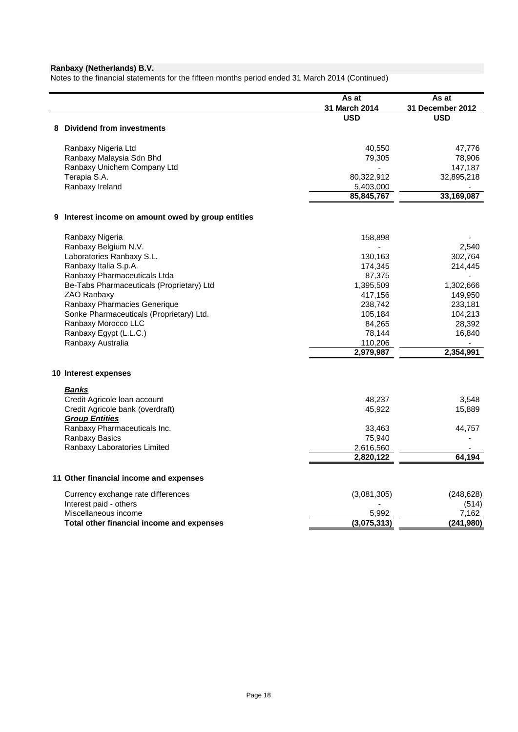**Ranbaxy (Netherlands) B.V.**

Notes to the financial statements for the fifteen months period ended 31 March 2014 (Continued)

| | As at 31 March 2014 | As at 31 December 2012 |
|---|---|---|
| | **USD** | **USD** |
| **8 Dividend from investments** | | |
| Ranbaxy Nigeria Ltd | 40,550 | 47,776 |
| Ranbaxy Malaysia Sdn Bhd | 79,305 | 78,906 |
| Ranbaxy Unichem Company Ltd | - | 147,187 |
| Terapia S.A. | 80,322,912 | 32,895,218 |
| Ranbaxy Ireland | 5,403,000 | - |
| | **85,845,767** | **33,169,087** |
| **9 Interest income on amount owed by group entities** | | |
| Ranbaxy Nigeria | 158,898 | - |
| Ranbaxy Belgium N.V. | - | 2,540 |
| Laboratories Ranbaxy S.L. | 130,163 | 302,764 |
| Ranbaxy Italia S.p.A. | 174,345 | 214,445 |
| Ranbaxy Pharmaceuticals Ltda | 87,375 | - |
| Be-Tabs Pharmaceuticals (Proprietary) Ltd | 1,395,509 | 1,302,666 |
| ZAO Ranbaxy | 417,156 | 149,950 |
| Ranbaxy Pharmacies Generique | 238,742 | 233,181 |
| Sonke Pharmaceuticals (Proprietary) Ltd. | 105,184 | 104,213 |
| Ranbaxy Morocco LLC | 84,265 | 28,392 |
| Ranbaxy Egypt (L.L.C.) | 78,144 | 16,840 |
| Ranbaxy Australia | 110,206 | - |
| | **2,979,987** | **2,354,991** |
| **10 Interest expenses** | | |
| ***Banks*** | | |
| Credit Agricole loan account | 48,237 | 3,548 |
| Credit Agricole bank (overdraft) | 45,922 | 15,889 |
| ***Group Entities*** | | |
| Ranbaxy Pharmaceuticals Inc. | 33,463 | 44,757 |
| Ranbaxy Basics | 75,940 | - |
| Ranbaxy Laboratories Limited | 2,616,560 | - |
| | **2,820,122** | **64,194** |
| **11 Other financial income and expenses** | | |
| Currency exchange rate differences | (3,081,305) | (248,628) |
| Interest paid - others | - | (514) |
| Miscellaneous income | 5,992 | 7,162 |
| **Total other financial income and expenses** | **(3,075,313)** | **(241,980)** |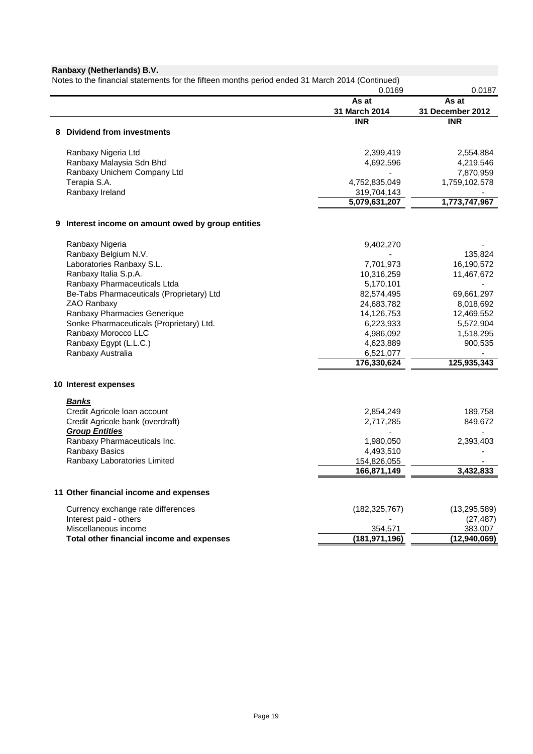**Ranbaxy (Netherlands) B.V.**

Notes to the financial statements for the fifteen months period ended 31 March 2014 (Continued)

| | 0.0169 | 0.0187 |
|---|---|---|
| | **As at 31 March 2014** | **As at 31 December 2012** |
| | **INR** | **INR** |
| **8 Dividend from investments** | | |
| Ranbaxy Nigeria Ltd | 2,399,419 | 2,554,884 |
| Ranbaxy Malaysia Sdn Bhd | 4,692,596 | 4,219,546 |
| Ranbaxy Unichem Company Ltd | - | 7,870,959 |
| Terapia S.A. | 4,752,835,049 | 1,759,102,578 |
| Ranbaxy Ireland | 319,704,143 | - |
| | **5,079,631,207** | **1,773,747,967** |
| **9 Interest income on amount owed by group entities** | | |
| Ranbaxy Nigeria | 9,402,270 | - |
| Ranbaxy Belgium N.V. | - | 135,824 |
| Laboratories Ranbaxy S.L. | 7,701,973 | 16,190,572 |
| Ranbaxy Italia S.p.A. | 10,316,259 | 11,467,672 |
| Ranbaxy Pharmaceuticals Ltda | 5,170,101 | - |
| Be-Tabs Pharmaceuticals (Proprietary) Ltd | 82,574,495 | 69,661,297 |
| ZAO Ranbaxy | 24,683,782 | 8,018,692 |
| Ranbaxy Pharmacies Generique | 14,126,753 | 12,469,552 |
| Sonke Pharmaceuticals (Proprietary) Ltd. | 6,223,933 | 5,572,904 |
| Ranbaxy Morocco LLC | 4,986,092 | 1,518,295 |
| Ranbaxy Egypt (L.L.C.) | 4,623,889 | 900,535 |
| Ranbaxy Australia | 6,521,077 | - |
| | **176,330,624** | **125,935,343** |
| **10 Interest expenses** | | |
| ***Banks*** | | |
| Credit Agricole loan account | 2,854,249 | 189,758 |
| Credit Agricole bank (overdraft) | 2,717,285 | 849,672 |
| ***Group Entities*** | - | - |
| Ranbaxy Pharmaceuticals Inc. | 1,980,050 | 2,393,403 |
| Ranbaxy Basics | 4,493,510 | - |
| Ranbaxy Laboratories Limited | 154,826,055 | - |
| | **166,871,149** | **3,432,833** |
| **11 Other financial income and expenses** | | |
| Currency exchange rate differences | (182,325,767) | (13,295,589) |
| Interest paid - others | - | (27,487) |
| Miscellaneous income | 354,571 | 383,007 |
| **Total other financial income and expenses** | **(181,971,196)** | **(12,940,069)** |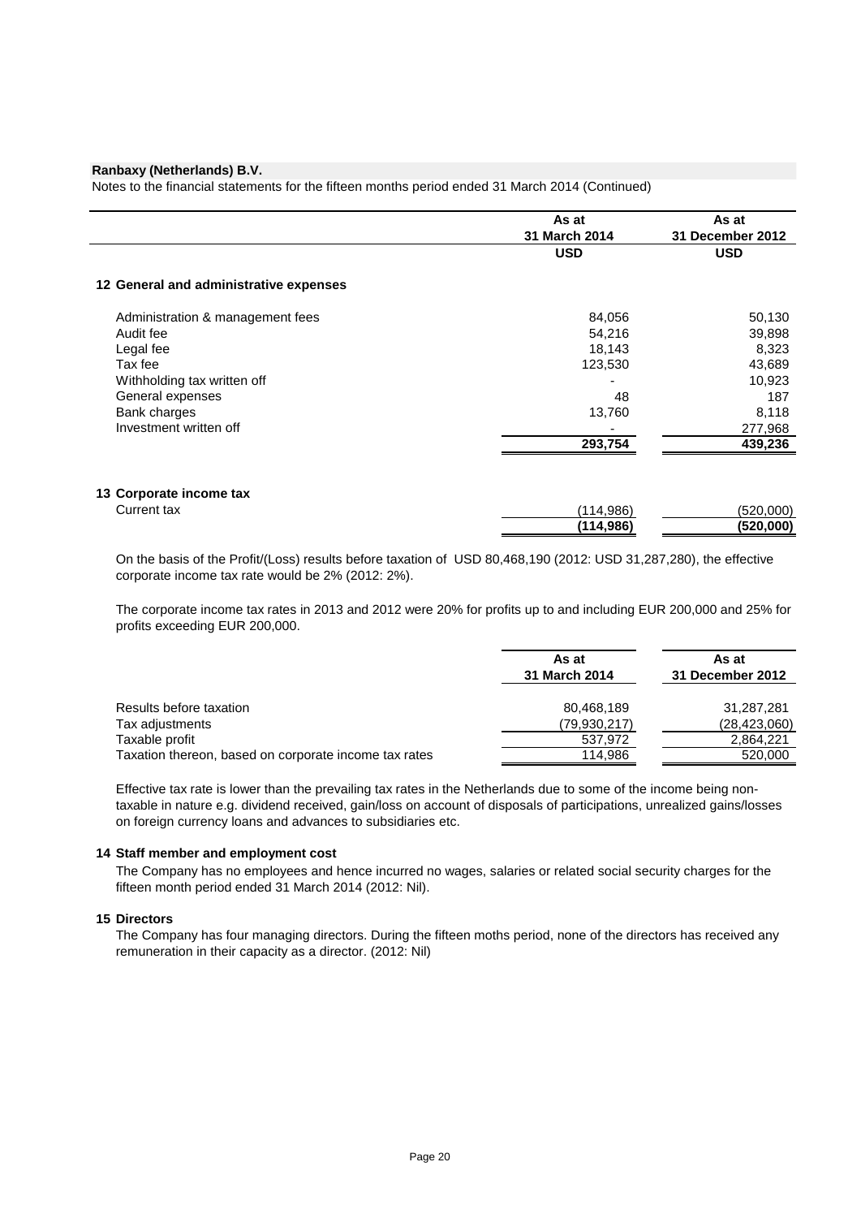**Ranbaxy (Netherlands) B.V.**

Notes to the financial statements for the fifteen months period ended 31 March 2014 (Continued)

| | As at 31 March 2014 | As at 31 December 2012 |
|---|---|---|
| | USD | USD |
| **12 General and administrative expenses** | | |
| Administration & management fees | 84,056 | 50,130 |
| Audit fee | 54,216 | 39,898 |
| Legal fee | 18,143 | 8,323 |
| Tax fee | 123,530 | 43,689 |
| Withholding tax written off | - | 10,923 |
| General expenses | 48 | 187 |
| Bank charges | 13,760 | 8,118 |
| Investment written off | - | 277,968 |
| | **293,754** | **439,236** |
| **13 Corporate income tax** | | |
| Current tax | (114,986) | (520,000) |
| | **(114,986)** | **(520,000)** |

On the basis of the Profit/(Loss) results before taxation of USD 80,468,190 (2012: USD 31,287,280), the effective corporate income tax rate would be 2% (2012: 2%).

The corporate income tax rates in 2013 and 2012 were 20% for profits up to and including EUR 200,000 and 25% for profits exceeding EUR 200,000.

| | As at 31 March 2014 | As at 31 December 2012 |
|---|---|---|
| Results before taxation | 80,468,189 | 31,287,281 |
| Tax adjustments | (79,930,217) | (28,423,060) |
| Taxable profit | 537,972 | 2,864,221 |
| Taxation thereon, based on corporate income tax rates | 114,986 | 520,000 |

Effective tax rate is lower than the prevailing tax rates in the Netherlands due to some of the income being non-taxable in nature e.g. dividend received, gain/loss on account of disposals of participations, unrealized gains/losses on foreign currency loans and advances to subsidiaries etc.

**14 Staff member and employment cost**

The Company has no employees and hence incurred no wages, salaries or related social security charges for the fifteen month period ended 31 March 2014 (2012: Nil).

**15 Directors**

The Company has four managing directors. During the fifteen moths period, none of the directors has received any remuneration in their capacity as a director. (2012: Nil)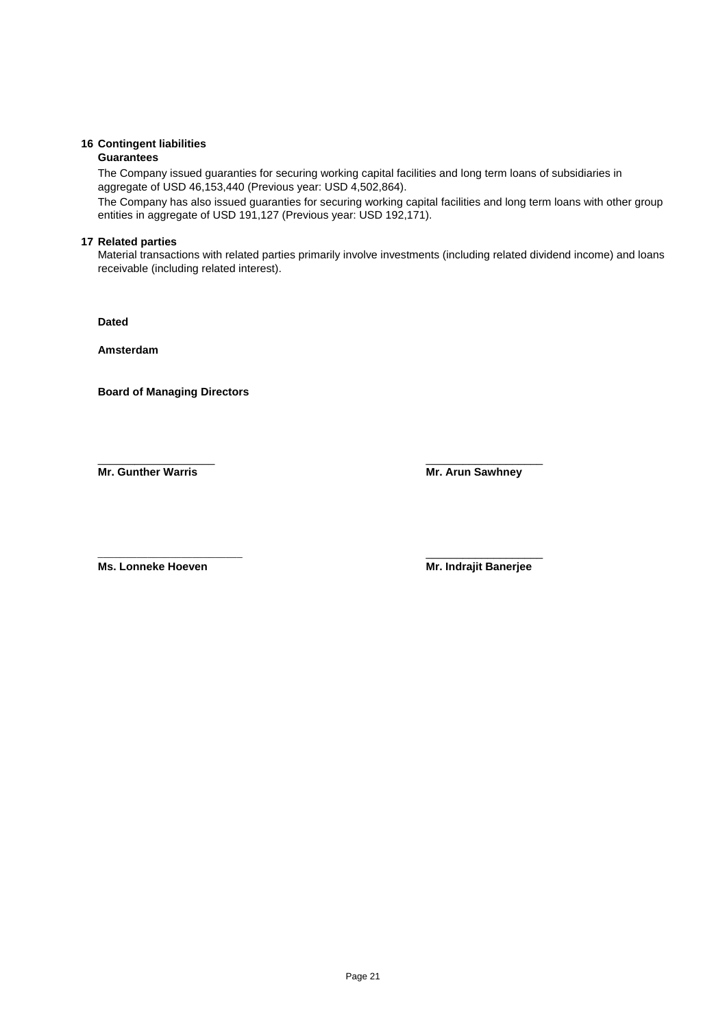## 16 Contingent liabilities

**Guarantees**

The Company issued guaranties for securing working capital facilities and long term loans of subsidiaries in aggregate of USD 46,153,440 (Previous year: USD 4,502,864).

The Company has also issued guaranties for securing working capital facilities and long term loans with other group entities in aggregate of USD 191,127 (Previous year: USD 192,171).

## 17 Related parties

Material transactions with related parties primarily involve investments (including related dividend income) and loans receivable (including related interest).

**Dated**

**Amsterdam**

**Board of Managing Directors**

| | |
|---|---|
| ___________________ | ___________________ |
| **Mr. Gunther Warris** | **Mr. Arun Sawhney** |
| ___________________ | ___________________ |
| **Ms. Lonneke Hoeven** | **Mr. Indrajit Banerjee** |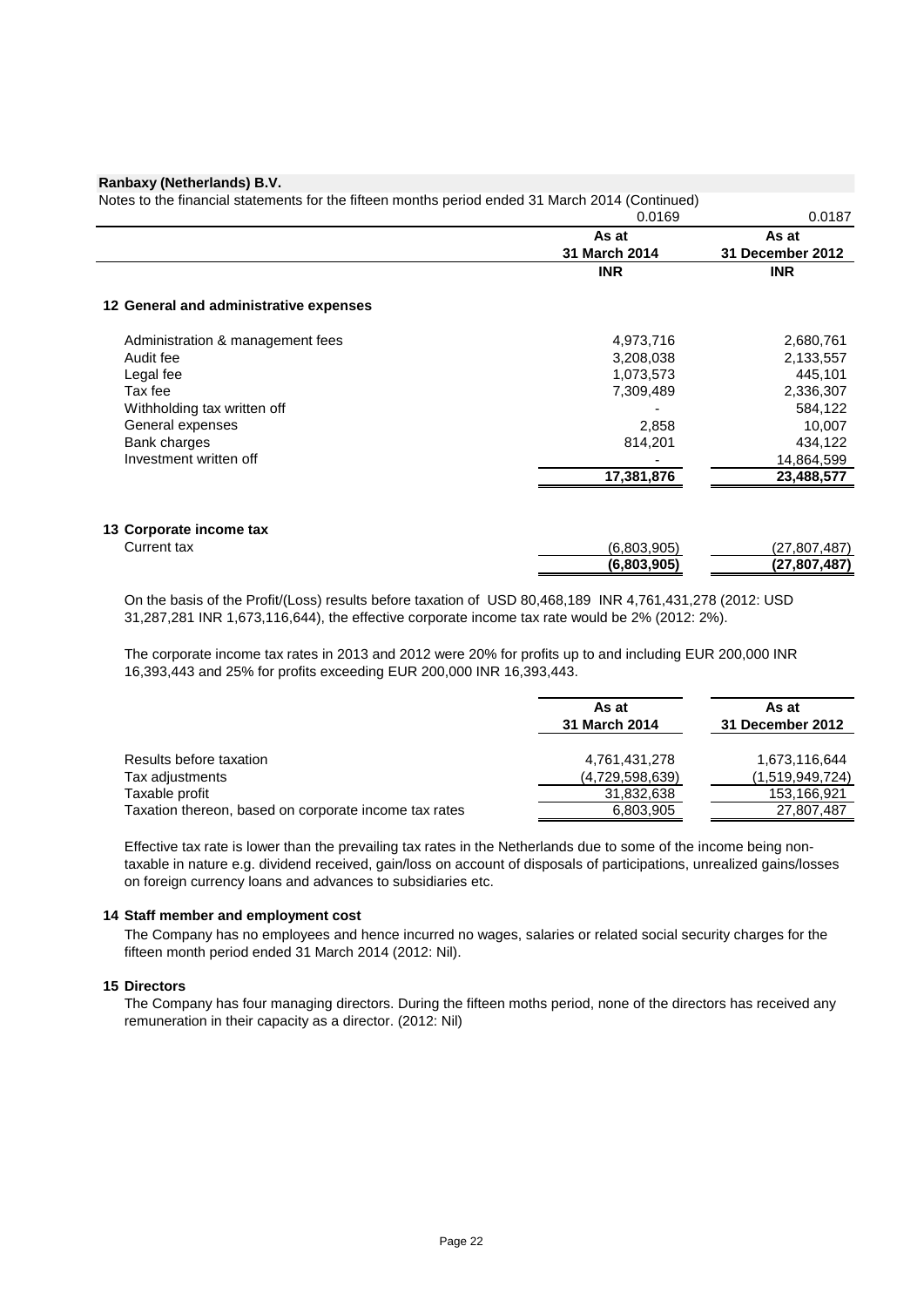**Ranbaxy (Netherlands) B.V.**

Notes to the financial statements for the fifteen months period ended 31 March 2014 (Continued)

| | 0.0169 | 0.0187 |
|---|---|---|
| | **As at 31 March 2014** | **As at 31 December 2012** |
| | **INR** | **INR** |
| **12 General and administrative expenses** | | |
| Administration & management fees | 4,973,716 | 2,680,761 |
| Audit fee | 3,208,038 | 2,133,557 |
| Legal fee | 1,073,573 | 445,101 |
| Tax fee | 7,309,489 | 2,336,307 |
| Withholding tax written off | - | 584,122 |
| General expenses | 2,858 | 10,007 |
| Bank charges | 814,201 | 434,122 |
| Investment written off | - | 14,864,599 |
| | **17,381,876** | **23,488,577** |
| **13 Corporate income tax** | | |
| Current tax | (6,803,905) | (27,807,487) |
| | **(6,803,905)** | **(27,807,487)** |

On the basis of the Profit/(Loss) results before taxation of USD 80,468,189 INR 4,761,431,278 (2012: USD 31,287,281 INR 1,673,116,644), the effective corporate income tax rate would be 2% (2012: 2%).

The corporate income tax rates in 2013 and 2012 were 20% for profits up to and including EUR 200,000 INR 16,393,443 and 25% for profits exceeding EUR 200,000 INR 16,393,443.

| | As at 31 March 2014 | As at 31 December 2012 |
|---|---|---|
| Results before taxation | 4,761,431,278 | 1,673,116,644 |
| Tax adjustments | (4,729,598,639) | (1,519,949,724) |
| Taxable profit | 31,832,638 | 153,166,921 |
| Taxation thereon, based on corporate income tax rates | 6,803,905 | 27,807,487 |

Effective tax rate is lower than the prevailing tax rates in the Netherlands due to some of the income being non-taxable in nature e.g. dividend received, gain/loss on account of disposals of participations, unrealized gains/losses on foreign currency loans and advances to subsidiaries etc.

**14 Staff member and employment cost**

The Company has no employees and hence incurred no wages, salaries or related social security charges for the fifteen month period ended 31 March 2014 (2012: Nil).

**15 Directors**

The Company has four managing directors. During the fifteen moths period, none of the directors has received any remuneration in their capacity as a director. (2012: Nil)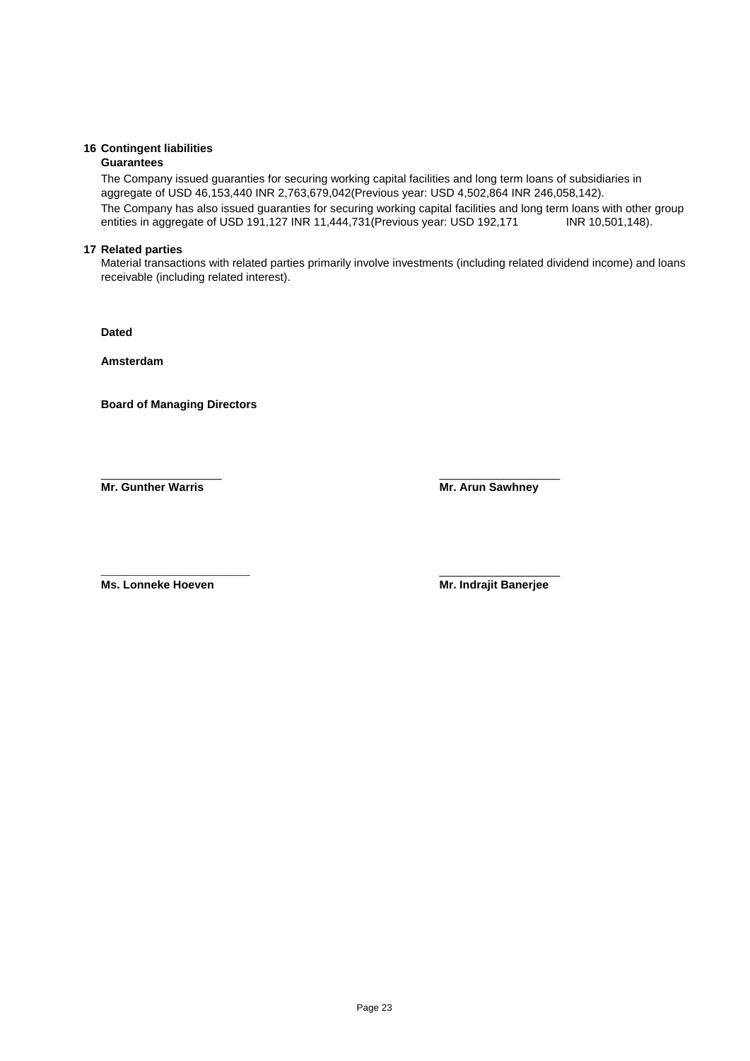**16 Contingent liabilities**

**Guarantees**

The Company issued guaranties for securing working capital facilities and long term loans of subsidiaries in aggregate of USD 46,153,440 INR 2,763,679,042(Previous year: USD 4,502,864 INR 246,058,142).

The Company has also issued guaranties for securing working capital facilities and long term loans with other group entities in aggregate of USD 191,127 INR 11,444,731(Previous year: USD 192,171 INR 10,501,148).

**17 Related parties**

Material transactions with related parties primarily involve investments (including related dividend income) and loans receivable (including related interest).

**Dated**

**Amsterdam**

**Board of Managing Directors**

| | |
|---|---|
| **Mr. Gunther Warris** | **Mr. Arun Sawhney** |
| **Ms. Lonneke Hoeven** | **Mr. Indrajit Banerjee** |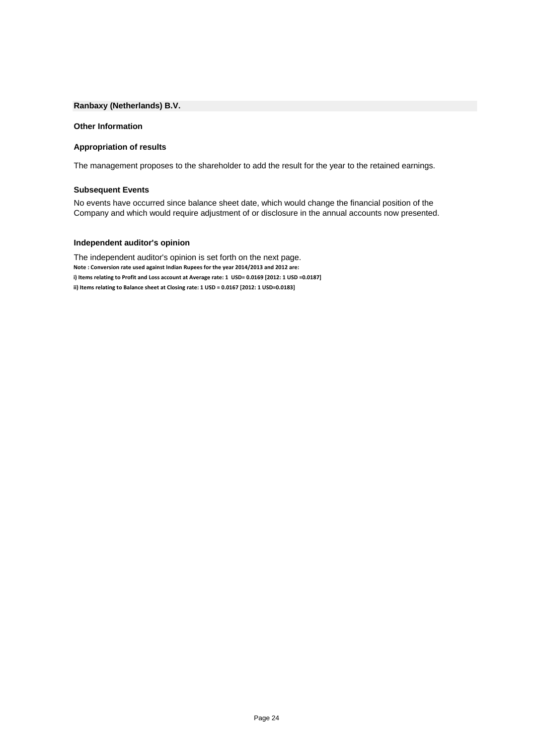**Ranbaxy (Netherlands) B.V.**

### Other Information

### Appropriation of results

The management proposes to the shareholder to add the result for the year to the retained earnings.

### Subsequent Events

No events have occurred since balance sheet date, which would change the financial position of the Company and which would require adjustment of or disclosure in the annual accounts now presented.

### Independent auditor's opinion

The independent auditor's opinion is set forth on the next page.

**Note : Conversion rate used against Indian Rupees for the year 2014/2013 and 2012 are:**

**i) Items relating to Profit and Loss account at Average rate: 1 USD= 0.0169 [2012: 1 USD =0.0187]**

**ii) Items relating to Balance sheet at Closing rate: 1 USD = 0.0167 [2012: 1 USD=0.0183]**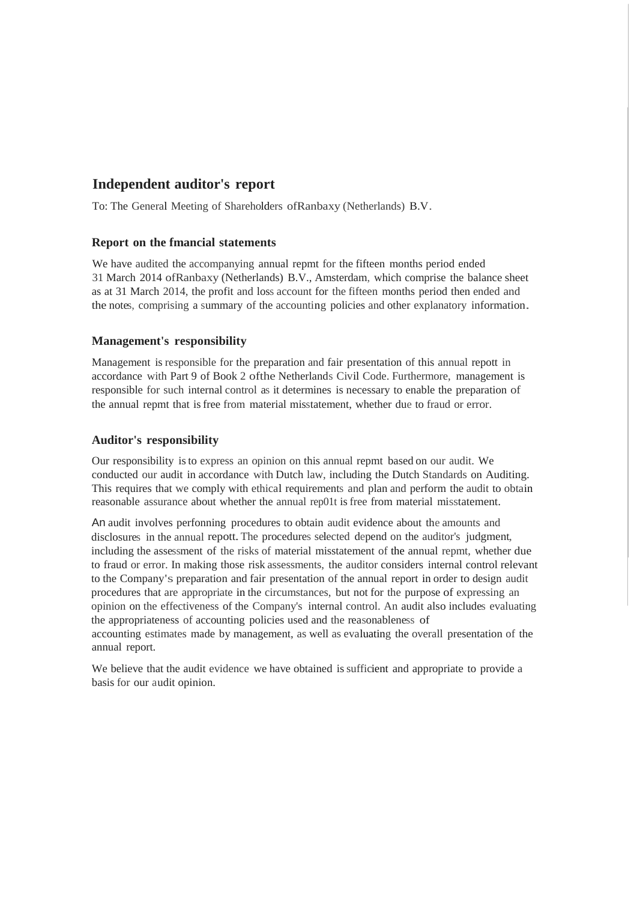## Independent auditor's report

To: The General Meeting of Shareholders ofRanbaxy (Netherlands) B.V.

### Report on the fmancial statements

We have audited the accompanying annual repmt for the fifteen months period ended 31 March 2014 ofRanbaxy (Netherlands) B.V., Amsterdam, which comprise the balance sheet as at 31 March 2014, the profit and loss account for the fifteen months period then ended and the notes, comprising a summary of the accounting policies and other explanatory information.

### Management's responsibility

Management is responsible for the preparation and fair presentation of this annual repott in accordance with Part 9 of Book 2 ofthe Netherlands Civil Code. Furthermore, management is responsible for such internal control as it determines is necessary to enable the preparation of the annual repmt that is free from material misstatement, whether due to fraud or error.

### Auditor's responsibility

Our responsibility is to express an opinion on this annual repmt based on our audit. We conducted our audit in accordance with Dutch law, including the Dutch Standards on Auditing. This requires that we comply with ethical requirements and plan and perform the audit to obtain reasonable assurance about whether the annual rep01t is free from material misstatement.

An audit involves perfonning procedures to obtain audit evidence about the amounts and disclosures in the annual repott. The procedures selected depend on the auditor's judgment, including the assessment of the risks of material misstatement of the annual repmt, whether due to fraud or error. In making those risk assessments, the auditor considers internal control relevant to the Company's preparation and fair presentation of the annual report in order to design audit procedures that are appropriate in the circumstances, but not for the purpose of expressing an opinion on the effectiveness of the Company's internal control. An audit also includes evaluating the appropriateness of accounting policies used and the reasonableness of accounting estimates made by management, as well as evaluating the overall presentation of the annual report.

We believe that the audit evidence we have obtained is sufficient and appropriate to provide a basis for our audit opinion.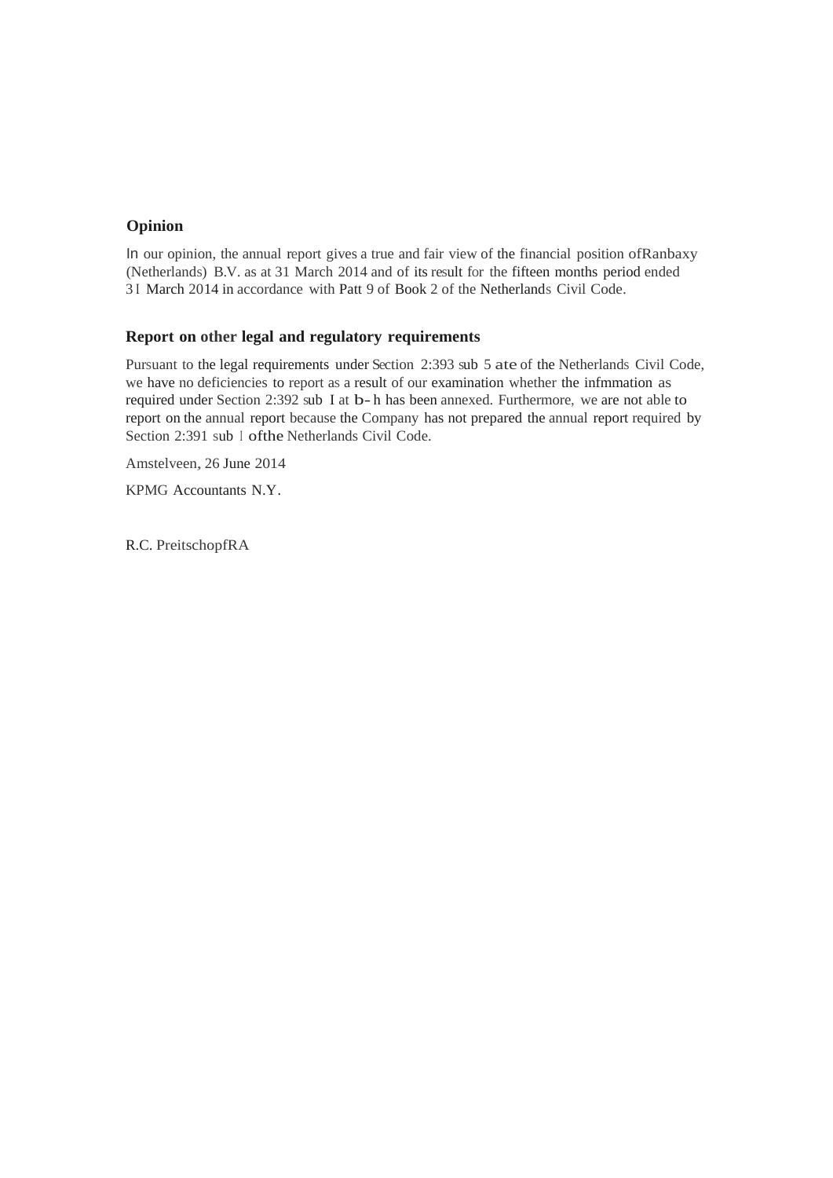## Opinion

In our opinion, the annual report gives a true and fair view of the financial position ofRanbaxy (Netherlands) B.V. as at 31 March 2014 and of its result for the fifteen months period ended 31 March 2014 in accordance with Patt 9 of Book 2 of the Netherlands Civil Code.

## Report on other legal and regulatory requirements

Pursuant to the legal requirements under Section 2:393 sub 5 ate of the Netherlands Civil Code, we have no deficiencies to report as a result of our examination whether the infmmation as required under Section 2:392 sub I at b-h has been annexed. Furthermore, we are not able to report on the annual report because the Company has not prepared the annual report required by Section 2:391 sub 1 ofthe Netherlands Civil Code.

Amstelveen, 26 June 2014

KPMG Accountants N.Y.

R.C. PreitschopfRA